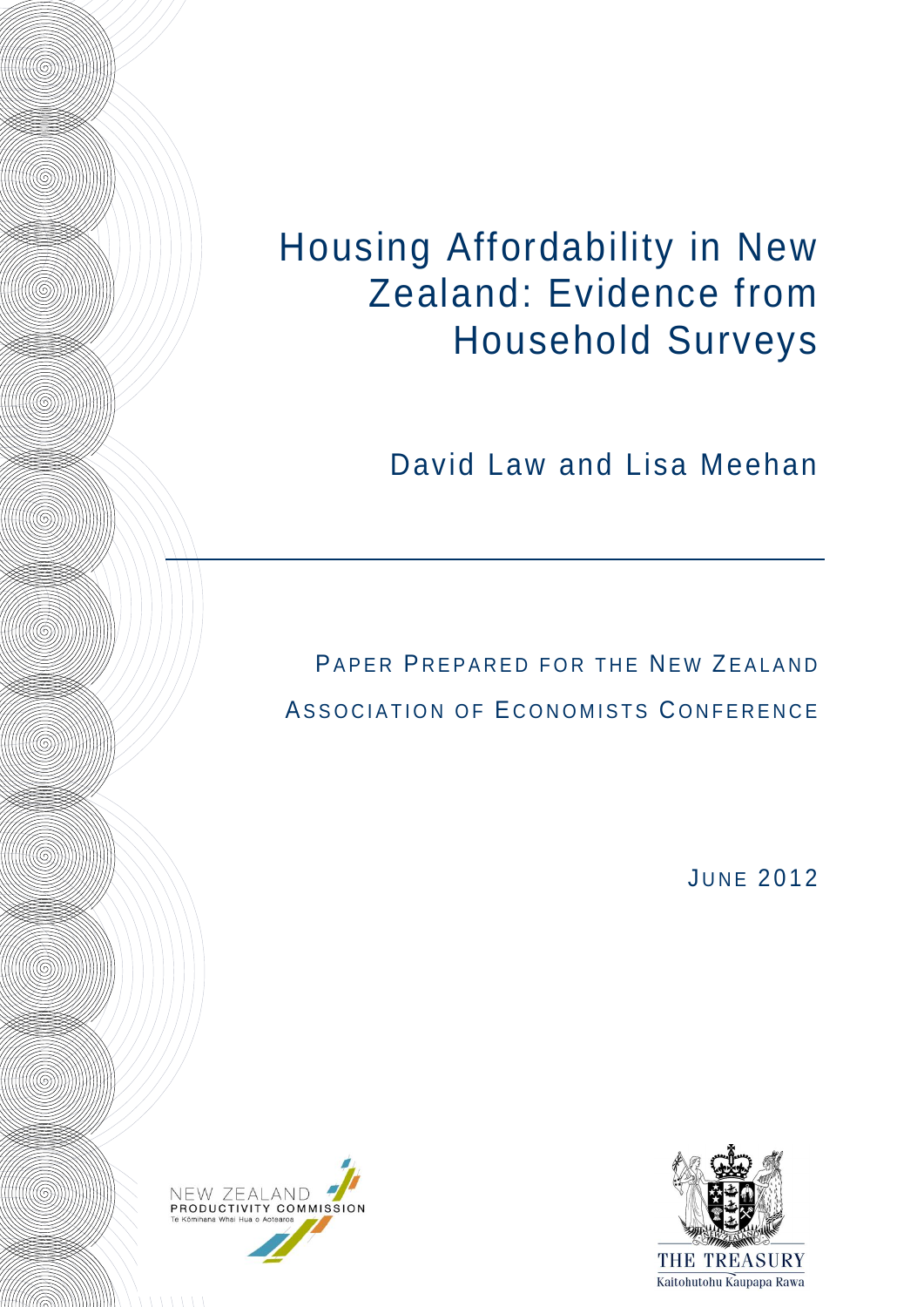# Housing Affordability in New Zealand: Evidence from Household Surveys

David Law and Lisa Meehan

PAPER PREPARED FOR THE NEW ZEALAND ASSOCIATION OF ECONOMISTS CONFERENCE

JUNE 2012

NEW ZEALAND PRODUCTIVITY COMMISSION
Te Kōmihana Whai Hua o Aotearoa

THE TREASURY
Kaitohutohu Kaupapa Rawa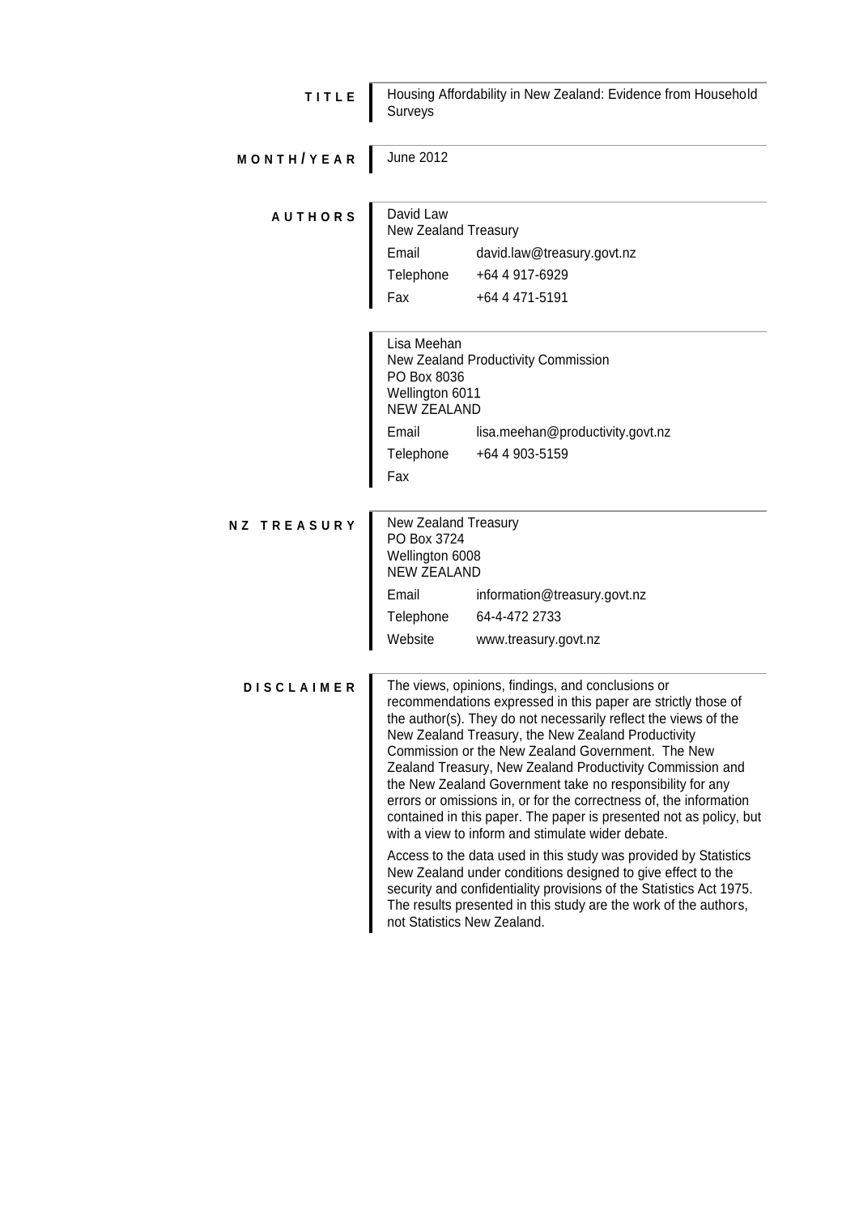**TITLE**

Housing Affordability in New Zealand: Evidence from Household Surveys

**MONTH/YEAR**

June 2012

**AUTHORS**

David Law
New Zealand Treasury

| | |
|---|---|
| Email | david.law@treasury.govt.nz |
| Telephone | +64 4 917-6929 |
| Fax | +64 4 471-5191 |

Lisa Meehan
New Zealand Productivity Commission
PO Box 8036
Wellington 6011
NEW ZEALAND

| | |
|---|---|
| Email | lisa.meehan@productivity.govt.nz |
| Telephone | +64 4 903-5159 |
| Fax | |

**NZ TREASURY**

New Zealand Treasury
PO Box 3724
Wellington 6008
NEW ZEALAND

| | |
|---|---|
| Email | information@treasury.govt.nz |
| Telephone | 64-4-472 2733 |
| Website | www.treasury.govt.nz |

**DISCLAIMER**

The views, opinions, findings, and conclusions or recommendations expressed in this paper are strictly those of the author(s). They do not necessarily reflect the views of the New Zealand Treasury, the New Zealand Productivity Commission or the New Zealand Government. The New Zealand Treasury, New Zealand Productivity Commission and the New Zealand Government take no responsibility for any errors or omissions in, or for the correctness of, the information contained in this paper. The paper is presented not as policy, but with a view to inform and stimulate wider debate.

Access to the data used in this study was provided by Statistics New Zealand under conditions designed to give effect to the security and confidentiality provisions of the Statistics Act 1975. The results presented in this study are the work of the authors, not Statistics New Zealand.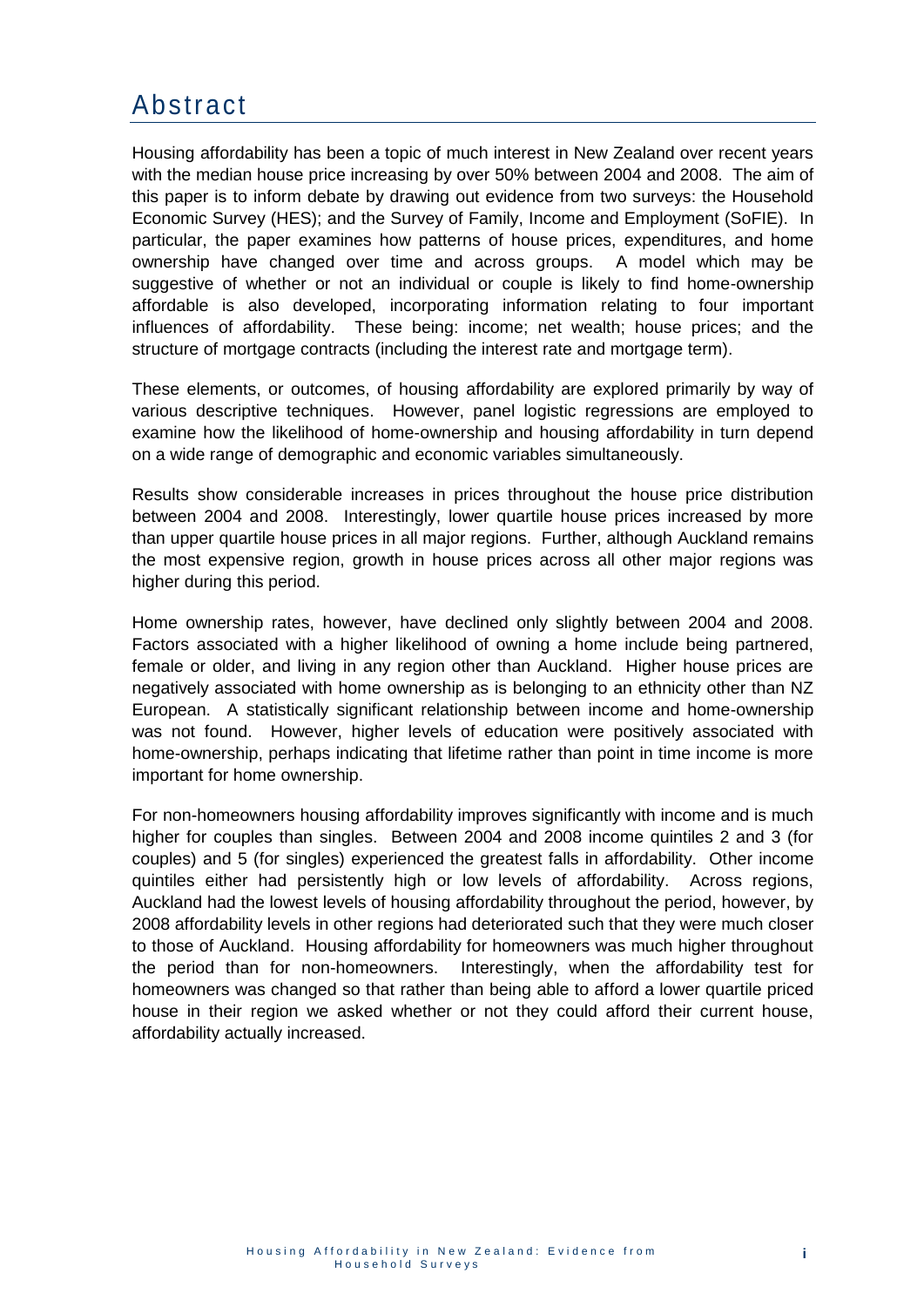# Abstract

Housing affordability has been a topic of much interest in New Zealand over recent years with the median house price increasing by over 50% between 2004 and 2008. The aim of this paper is to inform debate by drawing out evidence from two surveys: the Household Economic Survey (HES); and the Survey of Family, Income and Employment (SoFIE). In particular, the paper examines how patterns of house prices, expenditures, and home ownership have changed over time and across groups. A model which may be suggestive of whether or not an individual or couple is likely to find home-ownership affordable is also developed, incorporating information relating to four important influences of affordability. These being: income; net wealth; house prices; and the structure of mortgage contracts (including the interest rate and mortgage term).

These elements, or outcomes, of housing affordability are explored primarily by way of various descriptive techniques. However, panel logistic regressions are employed to examine how the likelihood of home-ownership and housing affordability in turn depend on a wide range of demographic and economic variables simultaneously.

Results show considerable increases in prices throughout the house price distribution between 2004 and 2008. Interestingly, lower quartile house prices increased by more than upper quartile house prices in all major regions. Further, although Auckland remains the most expensive region, growth in house prices across all other major regions was higher during this period.

Home ownership rates, however, have declined only slightly between 2004 and 2008. Factors associated with a higher likelihood of owning a home include being partnered, female or older, and living in any region other than Auckland. Higher house prices are negatively associated with home ownership as is belonging to an ethnicity other than NZ European. A statistically significant relationship between income and home-ownership was not found. However, higher levels of education were positively associated with home-ownership, perhaps indicating that lifetime rather than point in time income is more important for home ownership.

For non-homeowners housing affordability improves significantly with income and is much higher for couples than singles. Between 2004 and 2008 income quintiles 2 and 3 (for couples) and 5 (for singles) experienced the greatest falls in affordability. Other income quintiles either had persistently high or low levels of affordability. Across regions, Auckland had the lowest levels of housing affordability throughout the period, however, by 2008 affordability levels in other regions had deteriorated such that they were much closer to those of Auckland. Housing affordability for homeowners was much higher throughout the period than for non-homeowners. Interestingly, when the affordability test for homeowners was changed so that rather than being able to afford a lower quartile priced house in their region we asked whether or not they could afford their current house, affordability actually increased.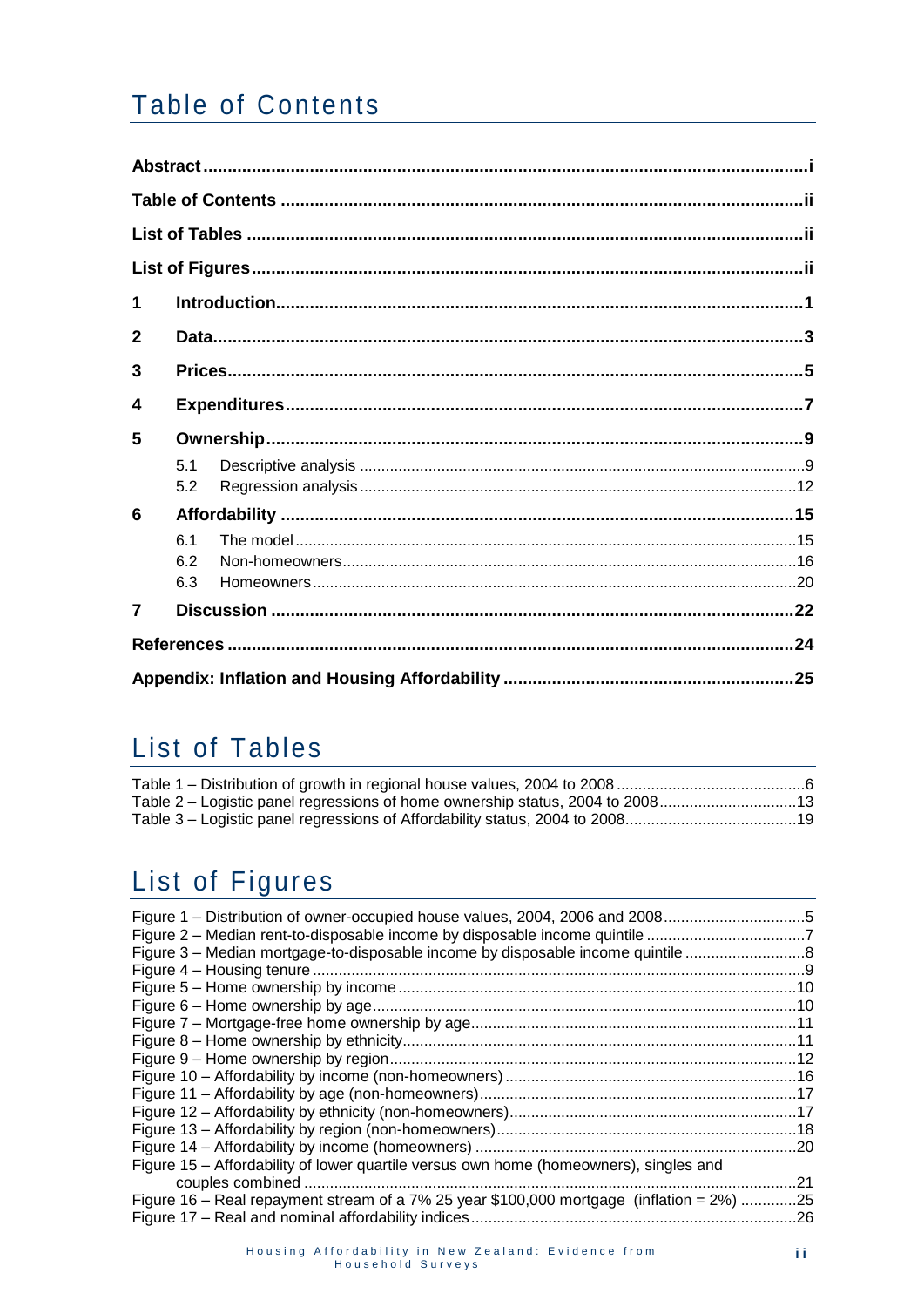# Table of Contents

**Abstract** ............................................................ i

**Table of Contents** ............................................................ ii

**List of Tables** ............................................................ ii

**List of Figures** ............................................................ ii

**1 Introduction** ............................................................ 1

**2 Data** ............................................................ 3

**3 Prices** ............................................................ 5

**4 Expenditures** ............................................................ 7

**5 Ownership** ............................................................ 9

- 5.1 Descriptive analysis ............................................................ 9
- 5.2 Regression analysis ............................................................ 12

**6 Affordability** ............................................................ 15

- 6.1 The model ............................................................ 15
- 6.2 Non-homeowners ............................................................ 16
- 6.3 Homeowners ............................................................ 20

**7 Discussion** ............................................................ 22

**References** ............................................................ 24

**Appendix: Inflation and Housing Affordability** ............................................................ 25

# List of Tables

Table 1 – Distribution of growth in regional house values, 2004 to 2008 ............................................................ 6
Table 2 – Logistic panel regressions of home ownership status, 2004 to 2008 ............................................................ 13
Table 3 – Logistic panel regressions of Affordability status, 2004 to 2008 ............................................................ 19

# List of Figures

Figure 1 – Distribution of owner-occupied house values, 2004, 2006 and 2008 ............................................................ 5
Figure 2 – Median rent-to-disposable income by disposable income quintile ............................................................ 7
Figure 3 – Median mortgage-to-disposable income by disposable income quintile ............................................................ 8
Figure 4 – Housing tenure ............................................................ 9
Figure 5 – Home ownership by income ............................................................ 10
Figure 6 – Home ownership by age ............................................................ 10
Figure 7 – Mortgage-free home ownership by age ............................................................ 11
Figure 8 – Home ownership by ethnicity ............................................................ 11
Figure 9 – Home ownership by region ............................................................ 12
Figure 10 – Affordability by income (non-homeowners) ............................................................ 16
Figure 11 – Affordability by age (non-homeowners) ............................................................ 17
Figure 12 – Affordability by ethnicity (non-homeowners) ............................................................ 17
Figure 13 – Affordability by region (non-homeowners) ............................................................ 18
Figure 14 – Affordability by income (homeowners) ............................................................ 20
Figure 15 – Affordability of lower quartile versus own home (homeowners), singles and couples combined ............................................................ 21
Figure 16 – Real repayment stream of a 7% 25 year $100,000 mortgage (inflation = 2%) ............................................................ 25
Figure 17 – Real and nominal affordability indices ............................................................ 26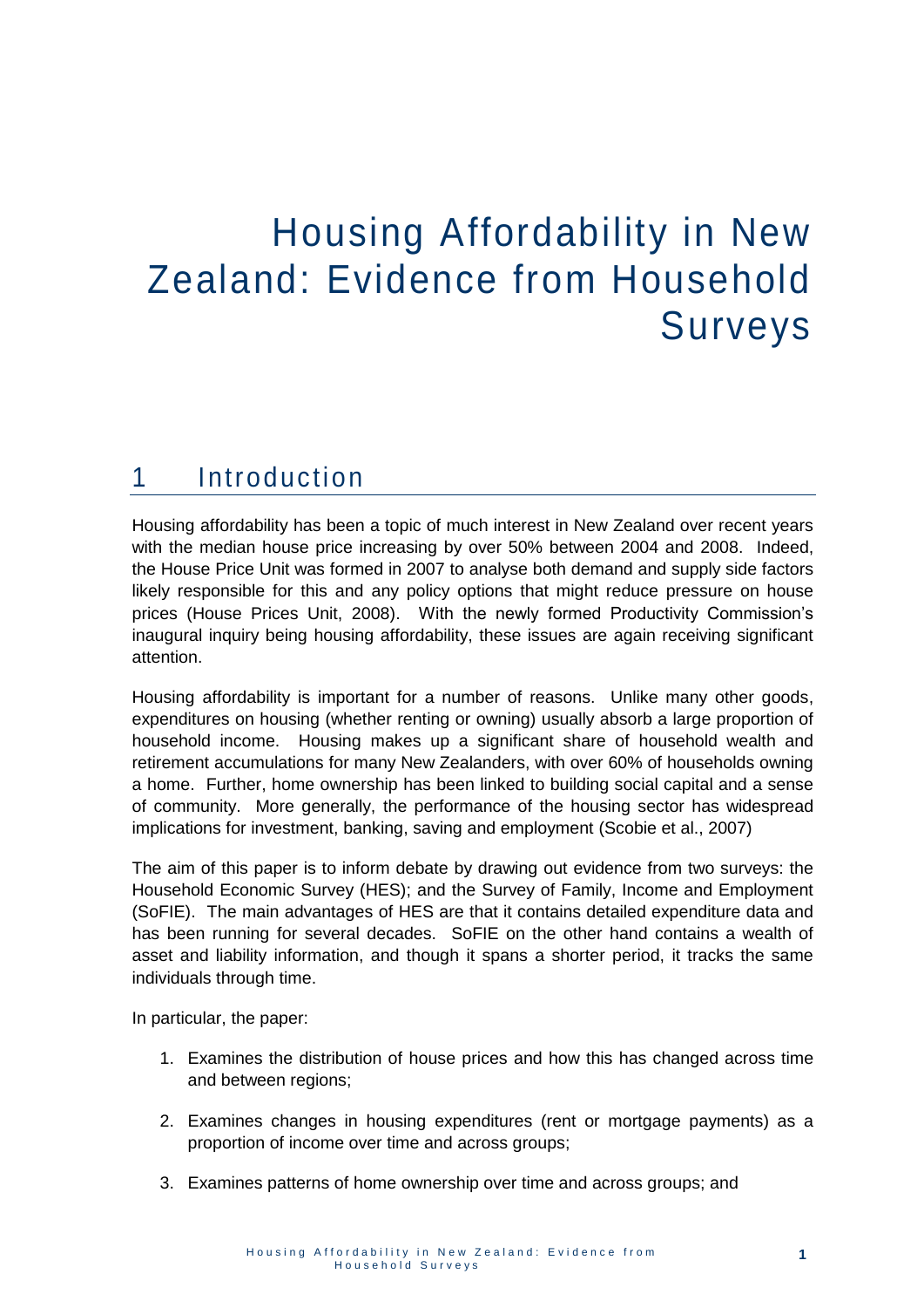# Housing Affordability in New Zealand: Evidence from Household Surveys

## 1 Introduction

Housing affordability has been a topic of much interest in New Zealand over recent years with the median house price increasing by over 50% between 2004 and 2008. Indeed, the House Price Unit was formed in 2007 to analyse both demand and supply side factors likely responsible for this and any policy options that might reduce pressure on house prices (House Prices Unit, 2008). With the newly formed Productivity Commission's inaugural inquiry being housing affordability, these issues are again receiving significant attention.

Housing affordability is important for a number of reasons. Unlike many other goods, expenditures on housing (whether renting or owning) usually absorb a large proportion of household income. Housing makes up a significant share of household wealth and retirement accumulations for many New Zealanders, with over 60% of households owning a home. Further, home ownership has been linked to building social capital and a sense of community. More generally, the performance of the housing sector has widespread implications for investment, banking, saving and employment (Scobie et al., 2007)

The aim of this paper is to inform debate by drawing out evidence from two surveys: the Household Economic Survey (HES); and the Survey of Family, Income and Employment (SoFIE). The main advantages of HES are that it contains detailed expenditure data and has been running for several decades. SoFIE on the other hand contains a wealth of asset and liability information, and though it spans a shorter period, it tracks the same individuals through time.

In particular, the paper:

1. Examines the distribution of house prices and how this has changed across time and between regions;
2. Examines changes in housing expenditures (rent or mortgage payments) as a proportion of income over time and across groups;
3. Examines patterns of home ownership over time and across groups; and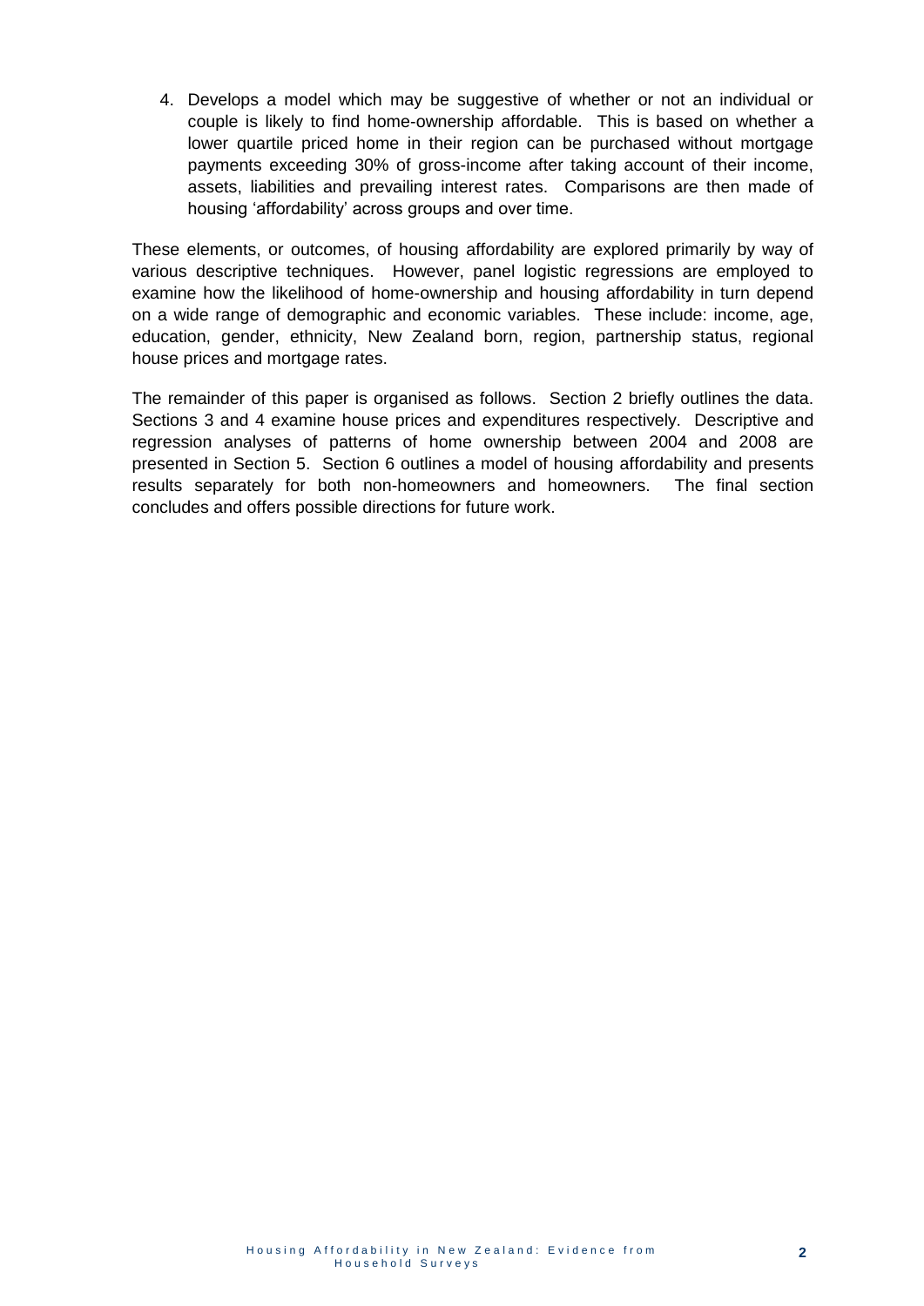4. Develops a model which may be suggestive of whether or not an individual or couple is likely to find home-ownership affordable. This is based on whether a lower quartile priced home in their region can be purchased without mortgage payments exceeding 30% of gross-income after taking account of their income, assets, liabilities and prevailing interest rates. Comparisons are then made of housing 'affordability' across groups and over time.

These elements, or outcomes, of housing affordability are explored primarily by way of various descriptive techniques. However, panel logistic regressions are employed to examine how the likelihood of home-ownership and housing affordability in turn depend on a wide range of demographic and economic variables. These include: income, age, education, gender, ethnicity, New Zealand born, region, partnership status, regional house prices and mortgage rates.

The remainder of this paper is organised as follows. Section 2 briefly outlines the data. Sections 3 and 4 examine house prices and expenditures respectively. Descriptive and regression analyses of patterns of home ownership between 2004 and 2008 are presented in Section 5. Section 6 outlines a model of housing affordability and presents results separately for both non-homeowners and homeowners. The final section concludes and offers possible directions for future work.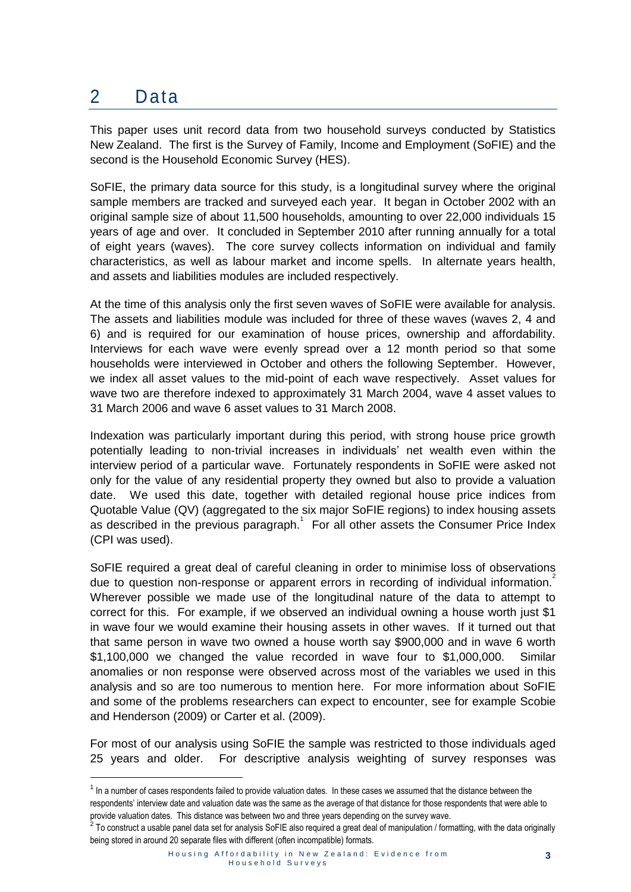# 2 Data

This paper uses unit record data from two household surveys conducted by Statistics New Zealand. The first is the Survey of Family, Income and Employment (SoFIE) and the second is the Household Economic Survey (HES).

SoFIE, the primary data source for this study, is a longitudinal survey where the original sample members are tracked and surveyed each year. It began in October 2002 with an original sample size of about 11,500 households, amounting to over 22,000 individuals 15 years of age and over. It concluded in September 2010 after running annually for a total of eight years (waves). The core survey collects information on individual and family characteristics, as well as labour market and income spells. In alternate years health, and assets and liabilities modules are included respectively.

At the time of this analysis only the first seven waves of SoFIE were available for analysis. The assets and liabilities module was included for three of these waves (waves 2, 4 and 6) and is required for our examination of house prices, ownership and affordability. Interviews for each wave were evenly spread over a 12 month period so that some households were interviewed in October and others the following September. However, we index all asset values to the mid-point of each wave respectively. Asset values for wave two are therefore indexed to approximately 31 March 2004, wave 4 asset values to 31 March 2006 and wave 6 asset values to 31 March 2008.

Indexation was particularly important during this period, with strong house price growth potentially leading to non-trivial increases in individuals' net wealth even within the interview period of a particular wave. Fortunately respondents in SoFIE were asked not only for the value of any residential property they owned but also to provide a valuation date. We used this date, together with detailed regional house price indices from Quotable Value (QV) (aggregated to the six major SoFIE regions) to index housing assets as described in the previous paragraph.[1] For all other assets the Consumer Price Index (CPI was used).

SoFIE required a great deal of careful cleaning in order to minimise loss of observations due to question non-response or apparent errors in recording of individual information.[2] Wherever possible we made use of the longitudinal nature of the data to attempt to correct for this. For example, if we observed an individual owning a house worth just \$1 in wave four we would examine their housing assets in other waves. If it turned out that that same person in wave two owned a house worth say \$900,000 and in wave 6 worth \$1,100,000 we changed the value recorded in wave four to \$1,000,000. Similar anomalies or non response were observed across most of the variables we used in this analysis and so are too numerous to mention here. For more information about SoFIE and some of the problems researchers can expect to encounter, see for example Scobie and Henderson (2009) or Carter et al. (2009).

For most of our analysis using SoFIE the sample was restricted to those individuals aged 25 years and older. For descriptive analysis weighting of survey responses was

---

[1] In a number of cases respondents failed to provide valuation dates. In these cases we assumed that the distance between the respondents' interview date and valuation date was the same as the average of that distance for those respondents that were able to provide valuation dates. This distance was between two and three years depending on the survey wave.

[2] To construct a usable panel data set for analysis SoFIE also required a great deal of manipulation / formatting, with the data originally being stored in around 20 separate files with different (often incompatible) formats.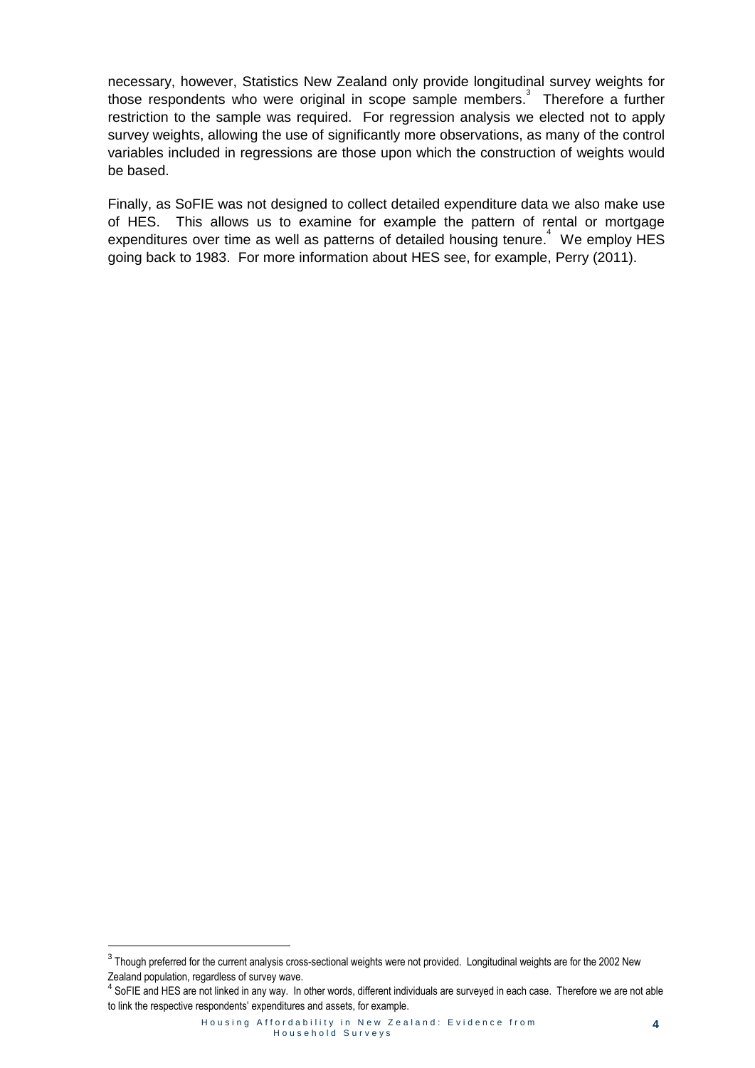necessary, however, Statistics New Zealand only provide longitudinal survey weights for those respondents who were original in scope sample members.[3] Therefore a further restriction to the sample was required. For regression analysis we elected not to apply survey weights, allowing the use of significantly more observations, as many of the control variables included in regressions are those upon which the construction of weights would be based.

Finally, as SoFIE was not designed to collect detailed expenditure data we also make use of HES. This allows us to examine for example the pattern of rental or mortgage expenditures over time as well as patterns of detailed housing tenure.[4] We employ HES going back to 1983. For more information about HES see, for example, Perry (2011).

---

[3] Though preferred for the current analysis cross-sectional weights were not provided. Longitudinal weights are for the 2002 New Zealand population, regardless of survey wave.

[4] SoFIE and HES are not linked in any way. In other words, different individuals are surveyed in each case. Therefore we are not able to link the respective respondents' expenditures and assets, for example.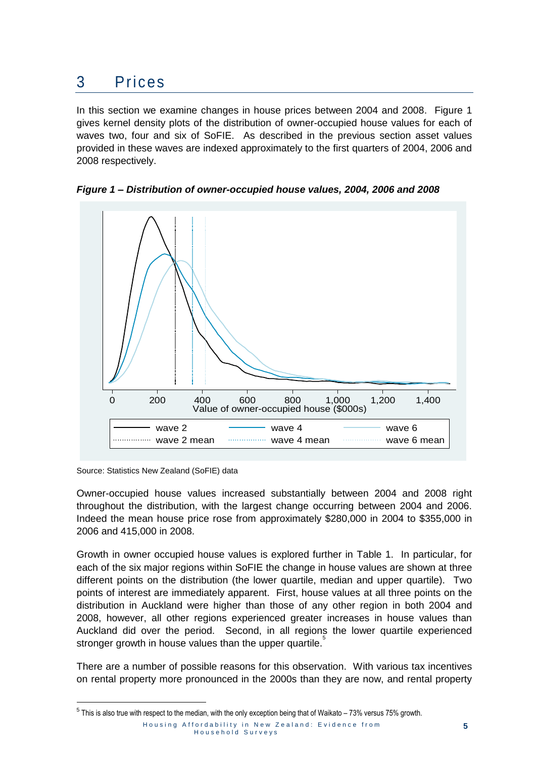# 3 Prices

In this section we examine changes in house prices between 2004 and 2008. Figure 1 gives kernel density plots of the distribution of owner-occupied house values for each of waves two, four and six of SoFIE. As described in the previous section asset values provided in these waves are indexed approximately to the first quarters of 2004, 2006 and 2008 respectively.

***Figure 1 – Distribution of owner-occupied house values, 2004, 2006 and 2008***

Source: Statistics New Zealand (SoFIE) data

Owner-occupied house values increased substantially between 2004 and 2008 right throughout the distribution, with the largest change occurring between 2004 and 2006. Indeed the mean house price rose from approximately $280,000 in 2004 to $355,000 in 2006 and 415,000 in 2008.

Growth in owner occupied house values is explored further in Table 1. In particular, for each of the six major regions within SoFIE the change in house values are shown at three different points on the distribution (the lower quartile, median and upper quartile). Two points of interest are immediately apparent. First, house values at all three points on the distribution in Auckland were higher than those of any other region in both 2004 and 2008, however, all other regions experienced greater increases in house values than Auckland did over the period. Second, in all regions the lower quartile experienced stronger growth in house values than the upper quartile.[5]

There are a number of possible reasons for this observation. With various tax incentives on rental property more pronounced in the 2000s than they are now, and rental property

[5] This is also true with respect to the median, with the only exception being that of Waikato – 73% versus 75% growth.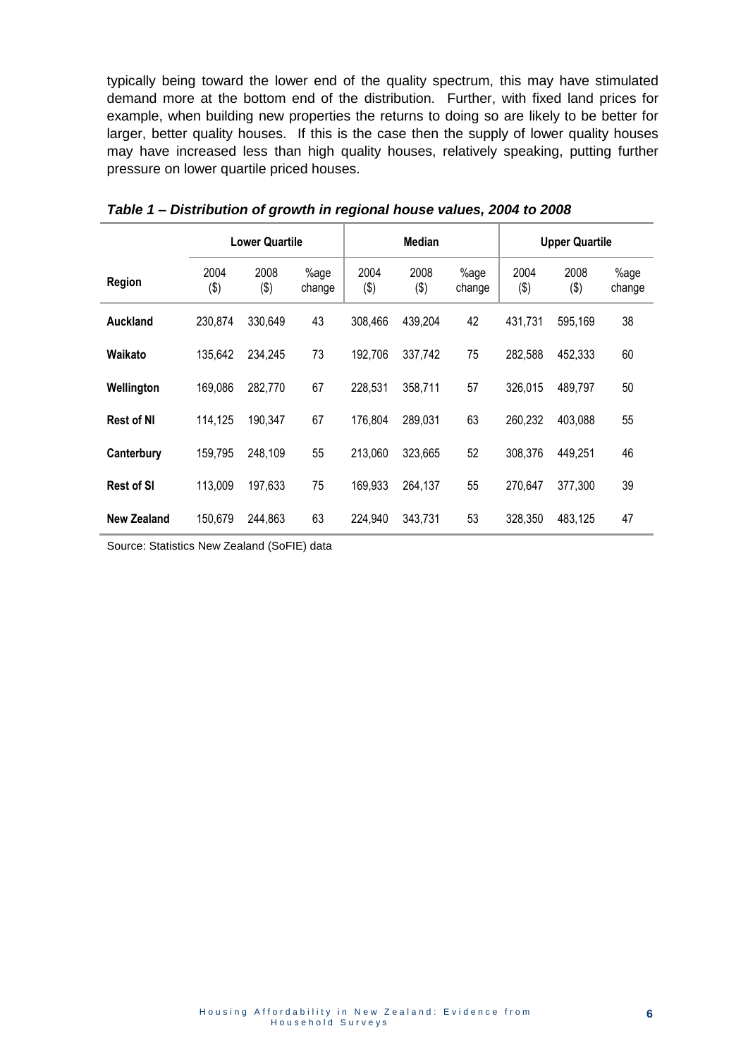typically being toward the lower end of the quality spectrum, this may have stimulated demand more at the bottom end of the distribution. Further, with fixed land prices for example, when building new properties the returns to doing so are likely to be better for larger, better quality houses. If this is the case then the supply of lower quality houses may have increased less than high quality houses, relatively speaking, putting further pressure on lower quartile priced houses.

***Table 1 – Distribution of growth in regional house values, 2004 to 2008***

| | Lower Quartile | | | Median | | | Upper Quartile | | |
|---|---|---|---|---|---|---|---|---|---|
| **Region** | 2004 ($) | 2008 ($) | %age change | 2004 ($) | 2008 ($) | %age change | 2004 ($) | 2008 ($) | %age change |
| **Auckland** | 230,874 | 330,649 | 43 | 308,466 | 439,204 | 42 | 431,731 | 595,169 | 38 |
| **Waikato** | 135,642 | 234,245 | 73 | 192,706 | 337,742 | 75 | 282,588 | 452,333 | 60 |
| **Wellington** | 169,086 | 282,770 | 67 | 228,531 | 358,711 | 57 | 326,015 | 489,797 | 50 |
| **Rest of NI** | 114,125 | 190,347 | 67 | 176,804 | 289,031 | 63 | 260,232 | 403,088 | 55 |
| **Canterbury** | 159,795 | 248,109 | 55 | 213,060 | 323,665 | 52 | 308,376 | 449,251 | 46 |
| **Rest of SI** | 113,009 | 197,633 | 75 | 169,933 | 264,137 | 55 | 270,647 | 377,300 | 39 |
| **New Zealand** | 150,679 | 244,863 | 63 | 224,940 | 343,731 | 53 | 328,350 | 483,125 | 47 |

Source: Statistics New Zealand (SoFIE) data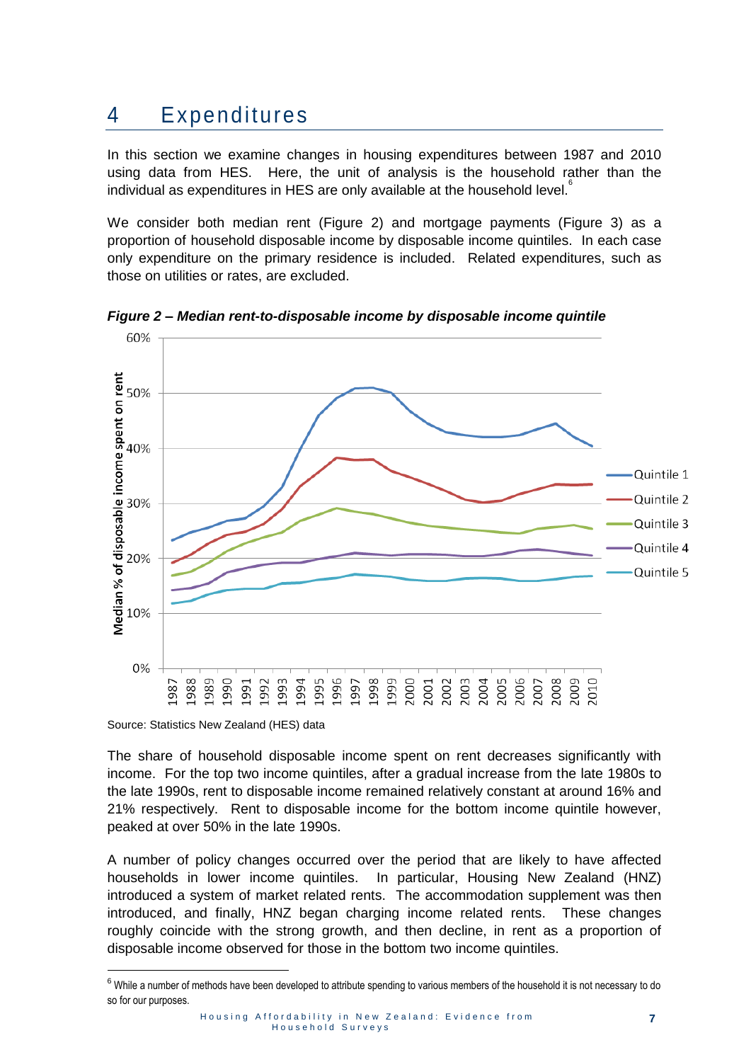# 4 Expenditures

In this section we examine changes in housing expenditures between 1987 and 2010 using data from HES. Here, the unit of analysis is the household rather than the individual as expenditures in HES are only available at the household level.[6]

We consider both median rent (Figure 2) and mortgage payments (Figure 3) as a proportion of household disposable income by disposable income quintiles. In each case only expenditure on the primary residence is included. Related expenditures, such as those on utilities or rates, are excluded.

***Figure 2 – Median rent-to-disposable income by disposable income quintile***

Source: Statistics New Zealand (HES) data

The share of household disposable income spent on rent decreases significantly with income. For the top two income quintiles, after a gradual increase from the late 1980s to the late 1990s, rent to disposable income remained relatively constant at around 16% and 21% respectively. Rent to disposable income for the bottom income quintile however, peaked at over 50% in the late 1990s.

A number of policy changes occurred over the period that are likely to have affected households in lower income quintiles. In particular, Housing New Zealand (HNZ) introduced a system of market related rents. The accommodation supplement was then introduced, and finally, HNZ began charging income related rents. These changes roughly coincide with the strong growth, and then decline, in rent as a proportion of disposable income observed for those in the bottom two income quintiles.

[6] While a number of methods have been developed to attribute spending to various members of the household it is not necessary to do so for our purposes.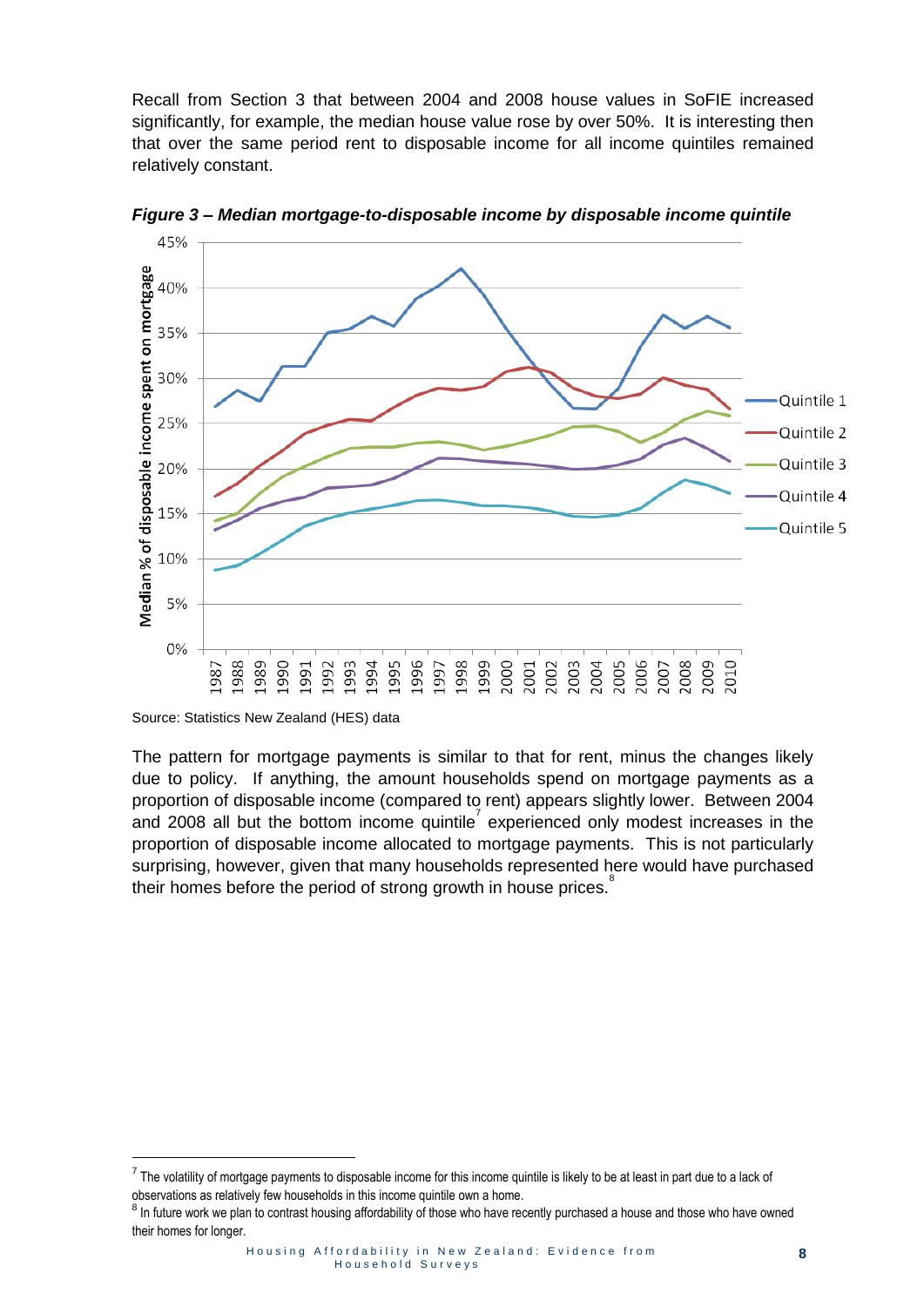Recall from Section 3 that between 2004 and 2008 house values in SoFIE increased significantly, for example, the median house value rose by over 50%. It is interesting then that over the same period rent to disposable income for all income quintiles remained relatively constant.

***Figure 3 – Median mortgage-to-disposable income by disposable income quintile***

Source: Statistics New Zealand (HES) data

The pattern for mortgage payments is similar to that for rent, minus the changes likely due to policy. If anything, the amount households spend on mortgage payments as a proportion of disposable income (compared to rent) appears slightly lower. Between 2004 and 2008 all but the bottom income quintile[7] experienced only modest increases in the proportion of disposable income allocated to mortgage payments. This is not particularly surprising, however, given that many households represented here would have purchased their homes before the period of strong growth in house prices.[8]

---

[7] The volatility of mortgage payments to disposable income for this income quintile is likely to be at least in part due to a lack of observations as relatively few households in this income quintile own a home.

[8] In future work we plan to contrast housing affordability of those who have recently purchased a house and those who have owned their homes for longer.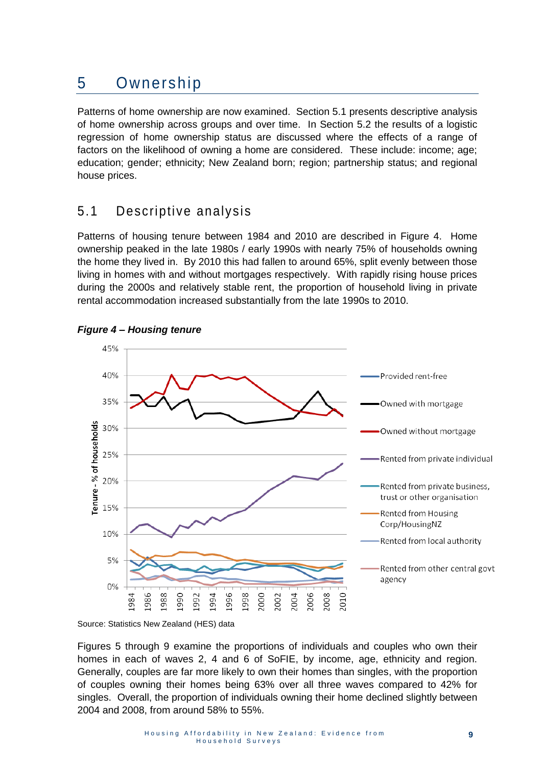# 5 Ownership

Patterns of home ownership are now examined. Section 5.1 presents descriptive analysis of home ownership across groups and over time. In Section 5.2 the results of a logistic regression of home ownership status are discussed where the effects of a range of factors on the likelihood of owning a home are considered. These include: income; age; education; gender; ethnicity; New Zealand born; region; partnership status; and regional house prices.

## 5.1 Descriptive analysis

Patterns of housing tenure between 1984 and 2010 are described in Figure 4. Home ownership peaked in the late 1980s / early 1990s with nearly 75% of households owning the home they lived in. By 2010 this had fallen to around 65%, split evenly between those living in homes with and without mortgages respectively. With rapidly rising house prices during the 2000s and relatively stable rent, the proportion of household living in private rental accommodation increased substantially from the late 1990s to 2010.

***Figure 4 – Housing tenure***

Source: Statistics New Zealand (HES) data

Figures 5 through 9 examine the proportions of individuals and couples who own their homes in each of waves 2, 4 and 6 of SoFIE, by income, age, ethnicity and region. Generally, couples are far more likely to own their homes than singles, with the proportion of couples owning their homes being 63% over all three waves compared to 42% for singles. Overall, the proportion of individuals owning their home declined slightly between 2004 and 2008, from around 58% to 55%.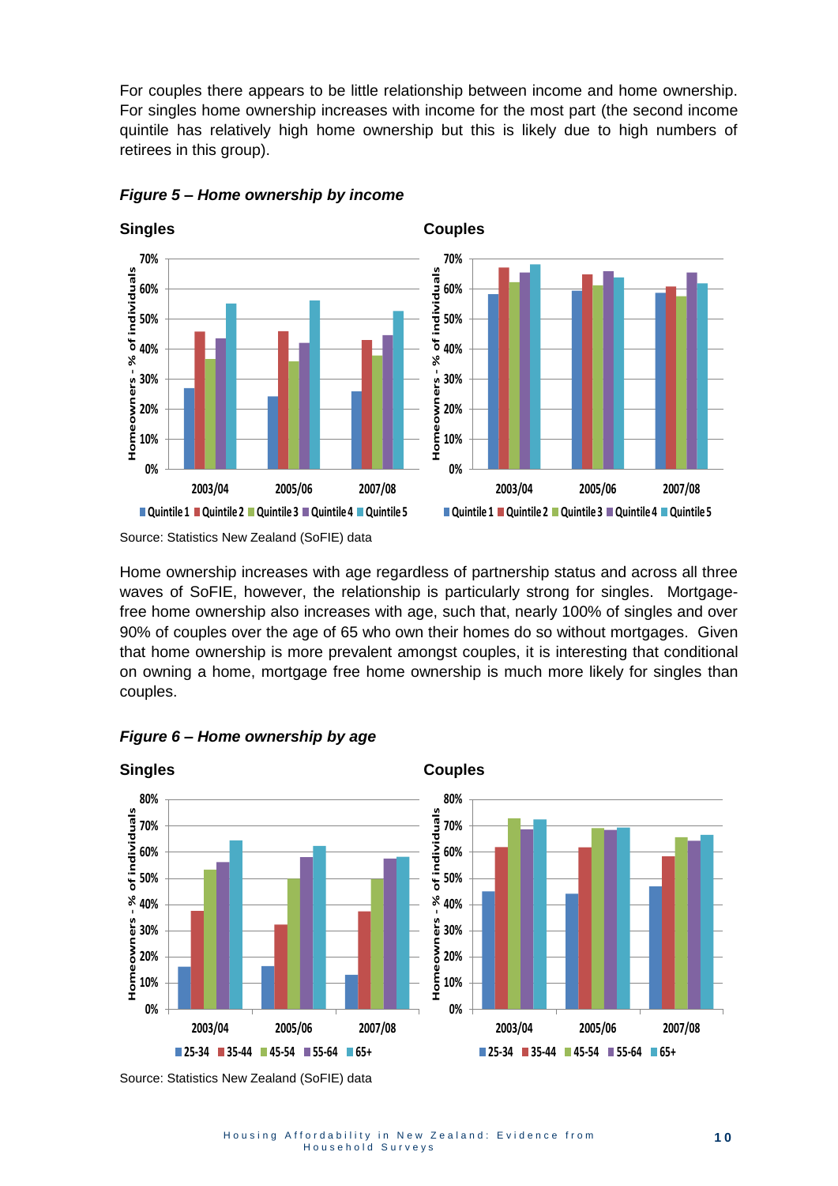For couples there appears to be little relationship between income and home ownership. For singles home ownership increases with income for the most part (the second income quintile has relatively high home ownership but this is likely due to high numbers of retirees in this group).

***Figure 5 – Home ownership by income***

Source: Statistics New Zealand (SoFIE) data

Home ownership increases with age regardless of partnership status and across all three waves of SoFIE, however, the relationship is particularly strong for singles. Mortgage-free home ownership also increases with age, such that, nearly 100% of singles and over 90% of couples over the age of 65 who own their homes do so without mortgages. Given that home ownership is more prevalent amongst couples, it is interesting that conditional on owning a home, mortgage free home ownership is much more likely for singles than couples.

***Figure 6 – Home ownership by age***

Source: Statistics New Zealand (SoFIE) data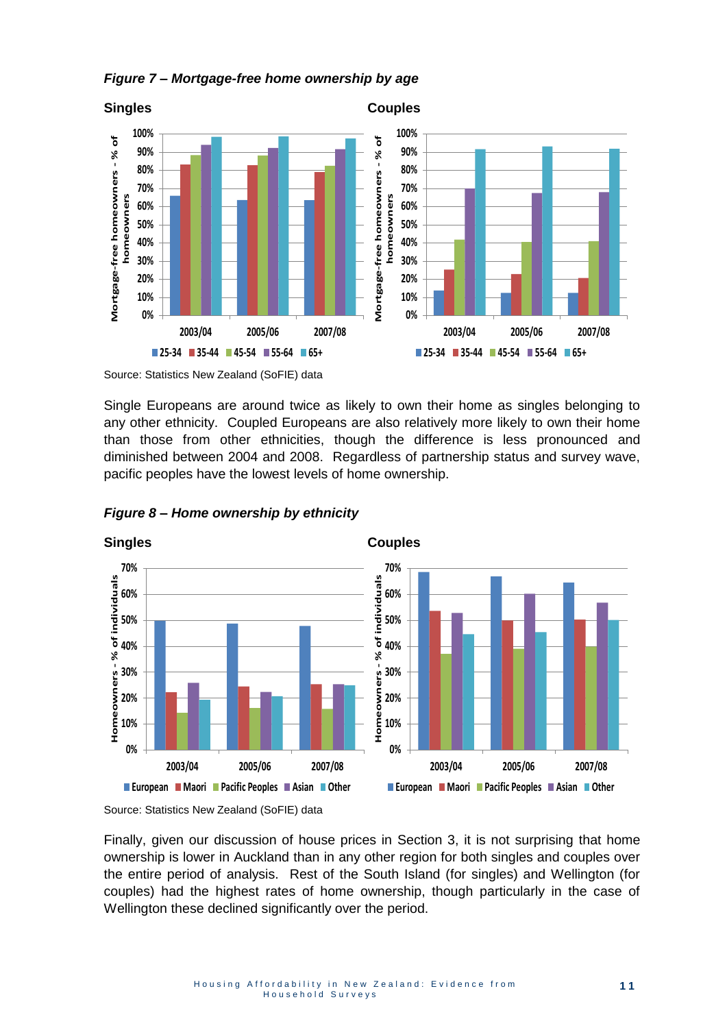***Figure 7 – Mortgage-free home ownership by age***

Source: Statistics New Zealand (SoFIE) data

Single Europeans are around twice as likely to own their home as singles belonging to any other ethnicity. Coupled Europeans are also relatively more likely to own their home than those from other ethnicities, though the difference is less pronounced and diminished between 2004 and 2008. Regardless of partnership status and survey wave, pacific peoples have the lowest levels of home ownership.

***Figure 8 – Home ownership by ethnicity***

Source: Statistics New Zealand (SoFIE) data

Finally, given our discussion of house prices in Section 3, it is not surprising that home ownership is lower in Auckland than in any other region for both singles and couples over the entire period of analysis. Rest of the South Island (for singles) and Wellington (for couples) had the highest rates of home ownership, though particularly in the case of Wellington these declined significantly over the period.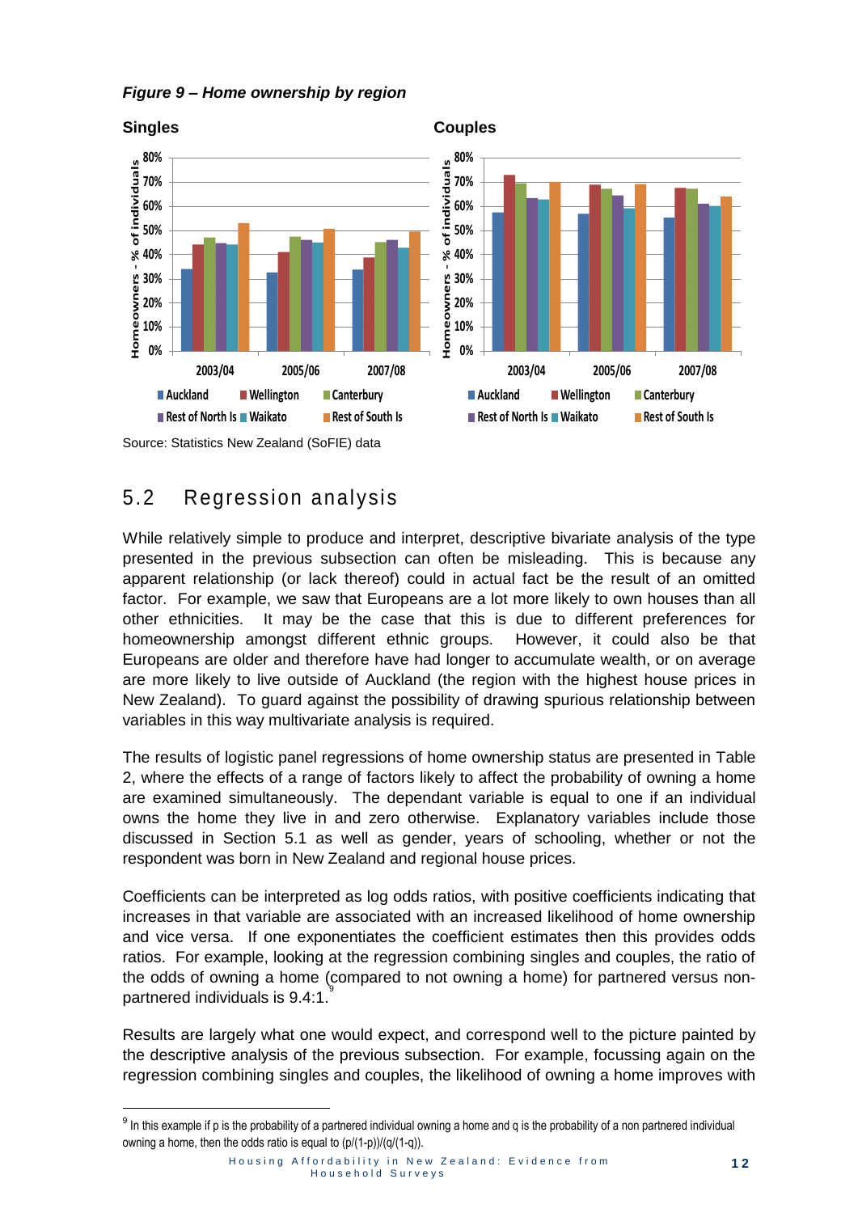*Figure 9 – Home ownership by region*

**Singles** / **Couples**

Source: Statistics New Zealand (SoFIE) data

## 5.2 Regression analysis

While relatively simple to produce and interpret, descriptive bivariate analysis of the type presented in the previous subsection can often be misleading. This is because any apparent relationship (or lack thereof) could in actual fact be the result of an omitted factor. For example, we saw that Europeans are a lot more likely to own houses than all other ethnicities. It may be the case that this is due to different preferences for homeownership amongst different ethnic groups. However, it could also be that Europeans are older and therefore have had longer to accumulate wealth, or on average are more likely to live outside of Auckland (the region with the highest house prices in New Zealand). To guard against the possibility of drawing spurious relationship between variables in this way multivariate analysis is required.

The results of logistic panel regressions of home ownership status are presented in Table 2, where the effects of a range of factors likely to affect the probability of owning a home are examined simultaneously. The dependant variable is equal to one if an individual owns the home they live in and zero otherwise. Explanatory variables include those discussed in Section 5.1 as well as gender, years of schooling, whether or not the respondent was born in New Zealand and regional house prices.

Coefficients can be interpreted as log odds ratios, with positive coefficients indicating that increases in that variable are associated with an increased likelihood of home ownership and vice versa. If one exponentiates the coefficient estimates then this provides odds ratios. For example, looking at the regression combining singles and couples, the ratio of the odds of owning a home (compared to not owning a home) for partnered versus non-partnered individuals is 9.4:1.[9]

Results are largely what one would expect, and correspond well to the picture painted by the descriptive analysis of the previous subsection. For example, focussing again on the regression combining singles and couples, the likelihood of owning a home improves with

---

[9] In this example if p is the probability of a partnered individual owning a home and q is the probability of a non partnered individual owning a home, then the odds ratio is equal to $(p/(1-p))/(q/(1-q))$.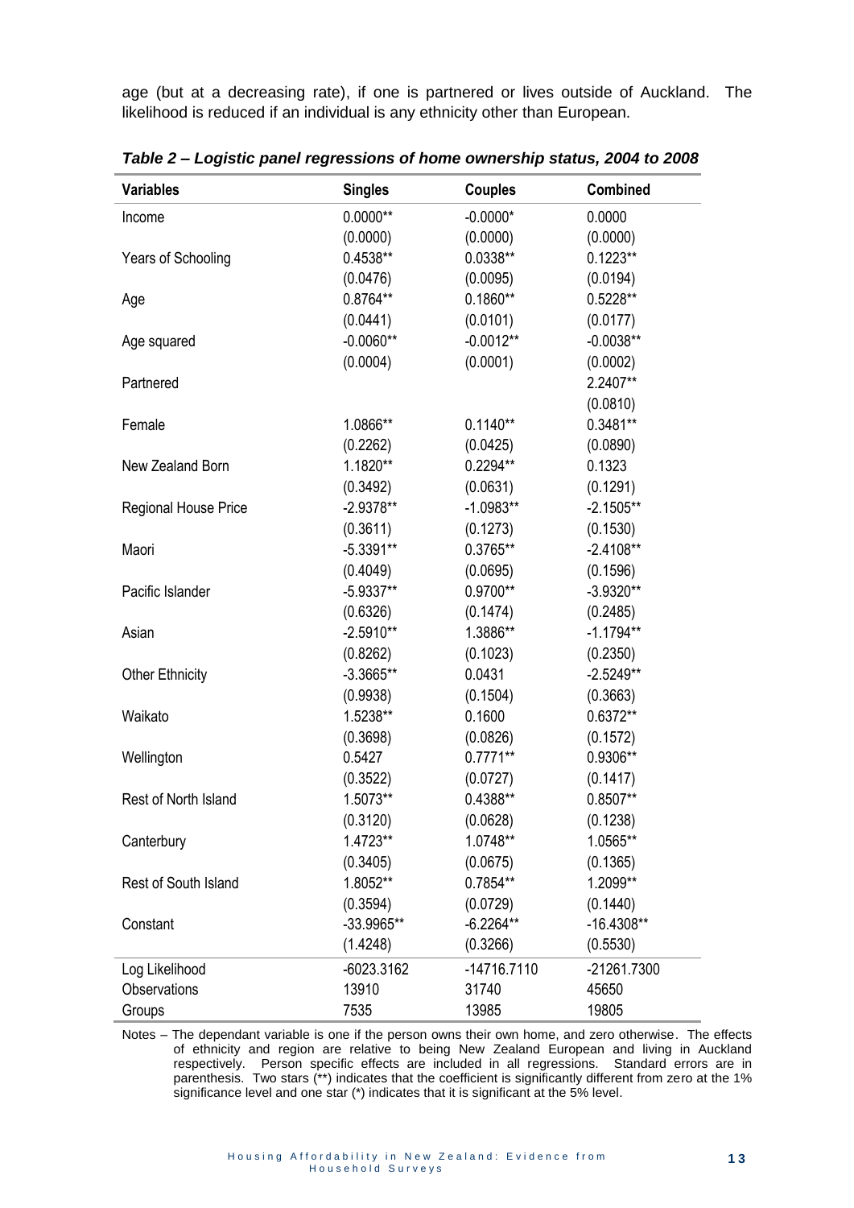age (but at a decreasing rate), if one is partnered or lives outside of Auckland. The likelihood is reduced if an individual is any ethnicity other than European.

***Table 2 – Logistic panel regressions of home ownership status, 2004 to 2008***

| Variables | Singles | Couples | Combined |
|---|---|---|---|
| Income | 0.0000** | -0.0000* | 0.0000 |
| | (0.0000) | (0.0000) | (0.0000) |
| Years of Schooling | 0.4538** | 0.0338** | 0.1223** |
| | (0.0476) | (0.0095) | (0.0194) |
| Age | 0.8764** | 0.1860** | 0.5228** |
| | (0.0441) | (0.0101) | (0.0177) |
| Age squared | -0.0060** | -0.0012** | -0.0038** |
| | (0.0004) | (0.0001) | (0.0002) |
| Partnered | | | 2.2407** |
| | | | (0.0810) |
| Female | 1.0866** | 0.1140** | 0.3481** |
| | (0.2262) | (0.0425) | (0.0890) |
| New Zealand Born | 1.1820** | 0.2294** | 0.1323 |
| | (0.3492) | (0.0631) | (0.1291) |
| Regional House Price | -2.9378** | -1.0983** | -2.1505** |
| | (0.3611) | (0.1273) | (0.1530) |
| Maori | -5.3391** | 0.3765** | -2.4108** |
| | (0.4049) | (0.0695) | (0.1596) |
| Pacific Islander | -5.9337** | 0.9700** | -3.9320** |
| | (0.6326) | (0.1474) | (0.2485) |
| Asian | -2.5910** | 1.3886** | -1.1794** |
| | (0.8262) | (0.1023) | (0.2350) |
| Other Ethnicity | -3.3665** | 0.0431 | -2.5249** |
| | (0.9938) | (0.1504) | (0.3663) |
| Waikato | 1.5238** | 0.1600 | 0.6372** |
| | (0.3698) | (0.0826) | (0.1572) |
| Wellington | 0.5427 | 0.7771** | 0.9306** |
| | (0.3522) | (0.0727) | (0.1417) |
| Rest of North Island | 1.5073** | 0.4388** | 0.8507** |
| | (0.3120) | (0.0628) | (0.1238) |
| Canterbury | 1.4723** | 1.0748** | 1.0565** |
| | (0.3405) | (0.0675) | (0.1365) |
| Rest of South Island | 1.8052** | 0.7854** | 1.2099** |
| | (0.3594) | (0.0729) | (0.1440) |
| Constant | -33.9965** | -6.2264** | -16.4308** |
| | (1.4248) | (0.3266) | (0.5530) |
| Log Likelihood | -6023.3162 | -14716.7110 | -21261.7300 |
| Observations | 13910 | 31740 | 45650 |
| Groups | 7535 | 13985 | 19805 |

Notes – The dependant variable is one if the person owns their own home, and zero otherwise. The effects of ethnicity and region are relative to being New Zealand European and living in Auckland respectively. Person specific effects are included in all regressions. Standard errors are in parenthesis. Two stars (**) indicates that the coefficient is significantly different from zero at the 1% significance level and one star (*) indicates that it is significant at the 5% level.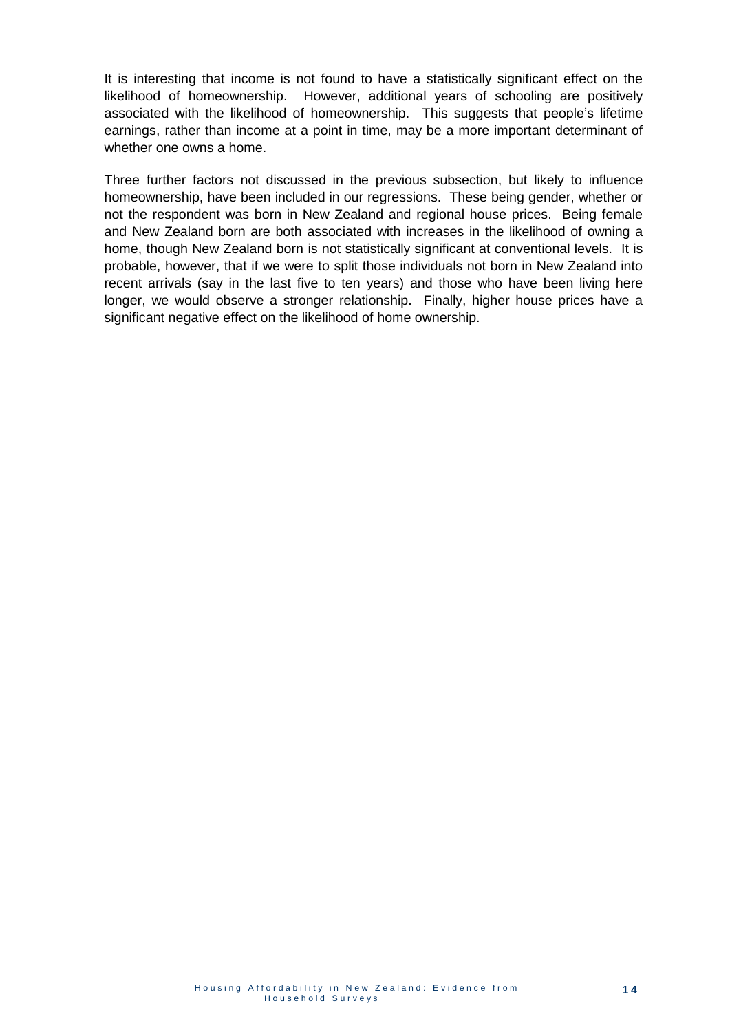It is interesting that income is not found to have a statistically significant effect on the likelihood of homeownership. However, additional years of schooling are positively associated with the likelihood of homeownership. This suggests that people's lifetime earnings, rather than income at a point in time, may be a more important determinant of whether one owns a home.

Three further factors not discussed in the previous subsection, but likely to influence homeownership, have been included in our regressions. These being gender, whether or not the respondent was born in New Zealand and regional house prices. Being female and New Zealand born are both associated with increases in the likelihood of owning a home, though New Zealand born is not statistically significant at conventional levels. It is probable, however, that if we were to split those individuals not born in New Zealand into recent arrivals (say in the last five to ten years) and those who have been living here longer, we would observe a stronger relationship. Finally, higher house prices have a significant negative effect on the likelihood of home ownership.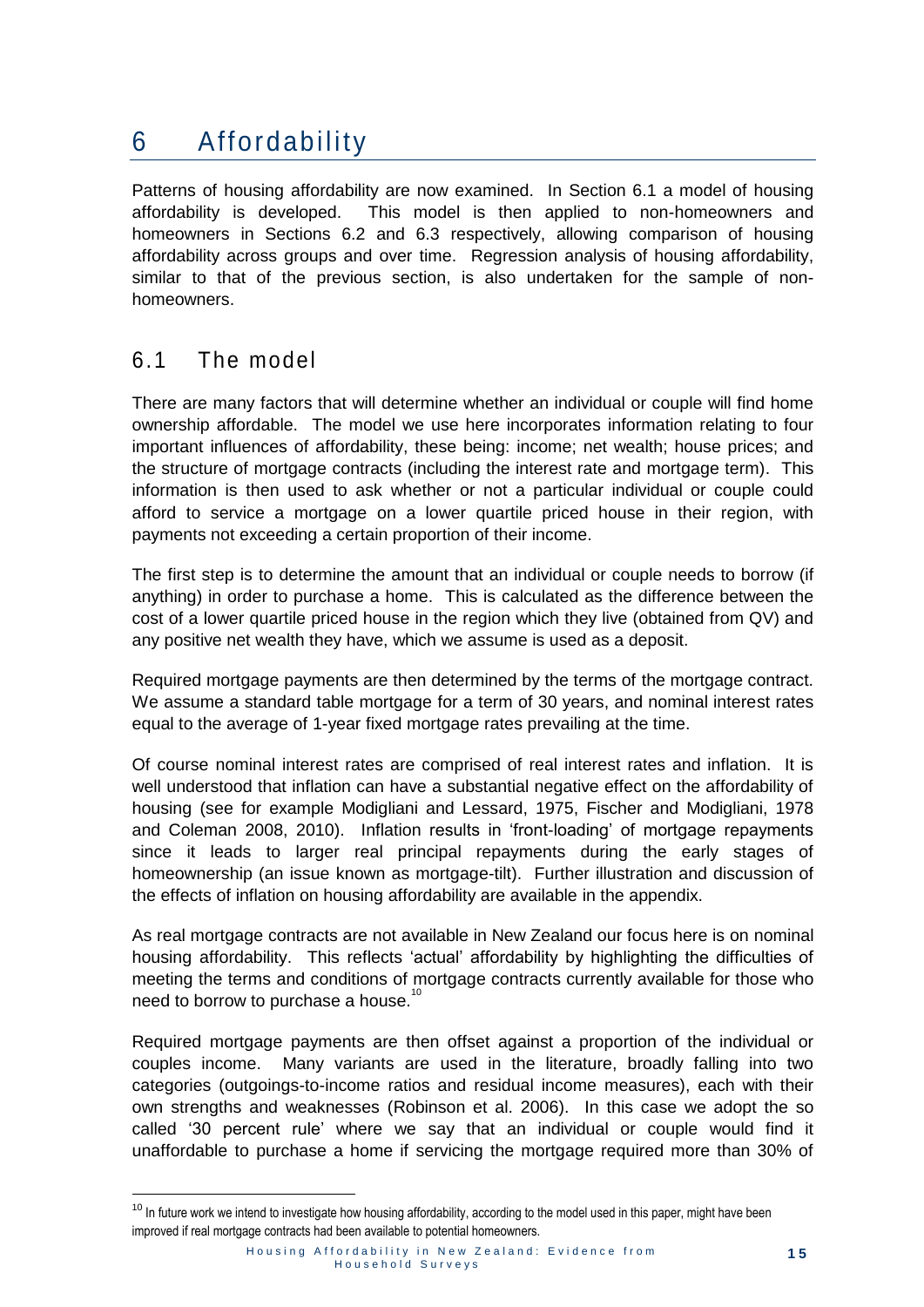# 6 Affordability

Patterns of housing affordability are now examined. In Section 6.1 a model of housing affordability is developed. This model is then applied to non-homeowners and homeowners in Sections 6.2 and 6.3 respectively, allowing comparison of housing affordability across groups and over time. Regression analysis of housing affordability, similar to that of the previous section, is also undertaken for the sample of non-homeowners.

## 6.1 The model

There are many factors that will determine whether an individual or couple will find home ownership affordable. The model we use here incorporates information relating to four important influences of affordability, these being: income; net wealth; house prices; and the structure of mortgage contracts (including the interest rate and mortgage term). This information is then used to ask whether or not a particular individual or couple could afford to service a mortgage on a lower quartile priced house in their region, with payments not exceeding a certain proportion of their income.

The first step is to determine the amount that an individual or couple needs to borrow (if anything) in order to purchase a home. This is calculated as the difference between the cost of a lower quartile priced house in the region which they live (obtained from QV) and any positive net wealth they have, which we assume is used as a deposit.

Required mortgage payments are then determined by the terms of the mortgage contract. We assume a standard table mortgage for a term of 30 years, and nominal interest rates equal to the average of 1-year fixed mortgage rates prevailing at the time.

Of course nominal interest rates are comprised of real interest rates and inflation. It is well understood that inflation can have a substantial negative effect on the affordability of housing (see for example Modigliani and Lessard, 1975, Fischer and Modigliani, 1978 and Coleman 2008, 2010). Inflation results in 'front-loading' of mortgage repayments since it leads to larger real principal repayments during the early stages of homeownership (an issue known as mortgage-tilt). Further illustration and discussion of the effects of inflation on housing affordability are available in the appendix.

As real mortgage contracts are not available in New Zealand our focus here is on nominal housing affordability. This reflects 'actual' affordability by highlighting the difficulties of meeting the terms and conditions of mortgage contracts currently available for those who need to borrow to purchase a house.[10]

Required mortgage payments are then offset against a proportion of the individual or couples income. Many variants are used in the literature, broadly falling into two categories (outgoings-to-income ratios and residual income measures), each with their own strengths and weaknesses (Robinson et al. 2006). In this case we adopt the so called '30 percent rule' where we say that an individual or couple would find it unaffordable to purchase a home if servicing the mortgage required more than 30% of

[10] In future work we intend to investigate how housing affordability, according to the model used in this paper, might have been improved if real mortgage contracts had been available to potential homeowners.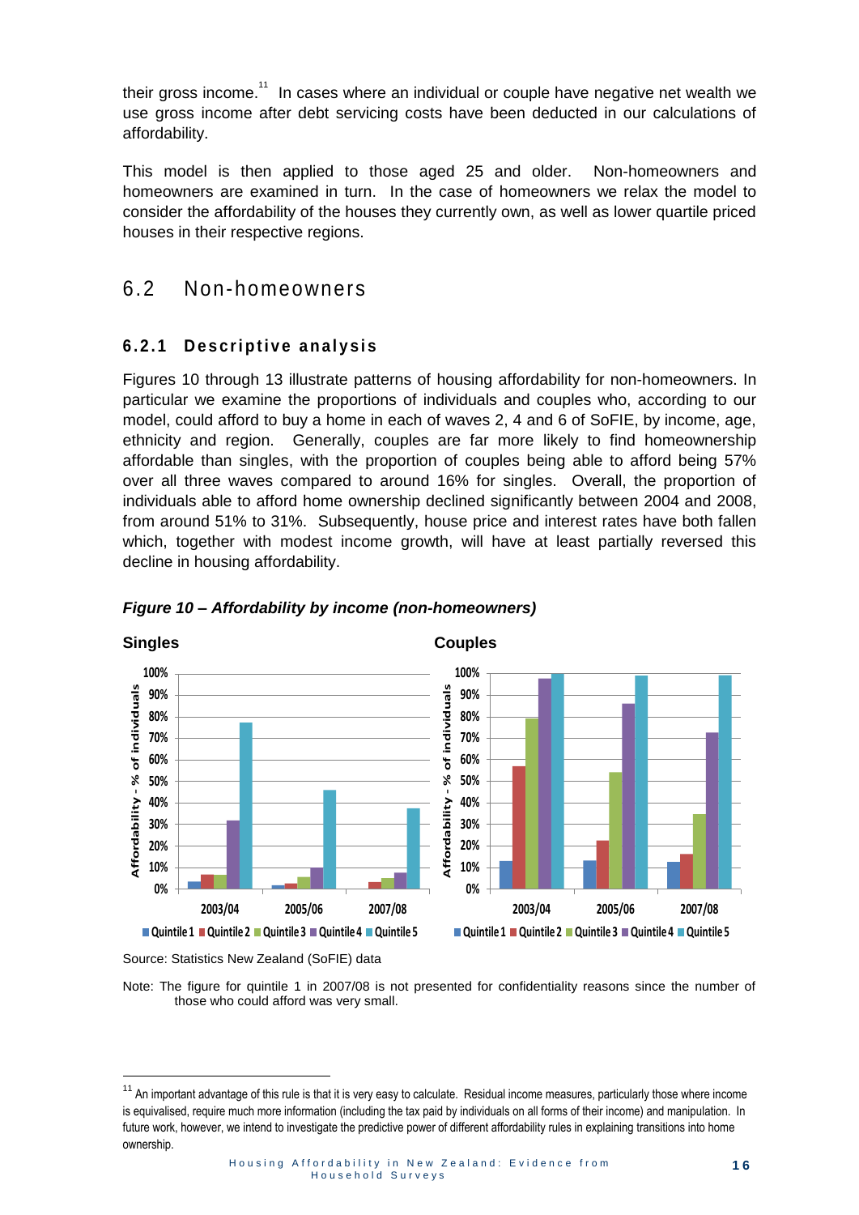their gross income.[11] In cases where an individual or couple have negative net wealth we use gross income after debt servicing costs have been deducted in our calculations of affordability.

This model is then applied to those aged 25 and older. Non-homeowners and homeowners are examined in turn. In the case of homeowners we relax the model to consider the affordability of the houses they currently own, as well as lower quartile priced houses in their respective regions.

## 6.2 Non-homeowners

### 6.2.1 Descriptive analysis

Figures 10 through 13 illustrate patterns of housing affordability for non-homeowners. In particular we examine the proportions of individuals and couples who, according to our model, could afford to buy a home in each of waves 2, 4 and 6 of SoFIE, by income, age, ethnicity and region. Generally, couples are far more likely to find homeownership affordable than singles, with the proportion of couples being able to afford being 57% over all three waves compared to around 16% for singles. Overall, the proportion of individuals able to afford home ownership declined significantly between 2004 and 2008, from around 51% to 31%. Subsequently, house price and interest rates have both fallen which, together with modest income growth, will have at least partially reversed this decline in housing affordability.

***Figure 10 – Affordability by income (non-homeowners)***

**Singles**

**Couples**

Source: Statistics New Zealand (SoFIE) data

Note: The figure for quintile 1 in 2007/08 is not presented for confidentiality reasons since the number of those who could afford was very small.

---

[11] An important advantage of this rule is that it is very easy to calculate. Residual income measures, particularly those where income is equivalised, require much more information (including the tax paid by individuals on all forms of their income) and manipulation. In future work, however, we intend to investigate the predictive power of different affordability rules in explaining transitions into home ownership.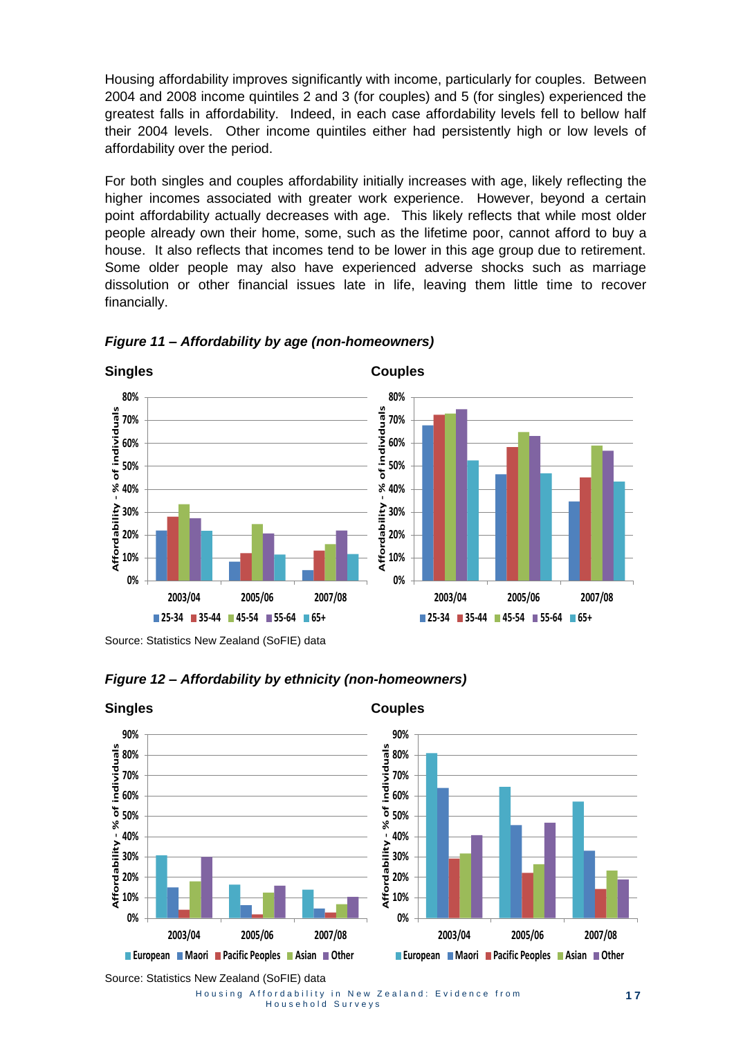Housing affordability improves significantly with income, particularly for couples. Between 2004 and 2008 income quintiles 2 and 3 (for couples) and 5 (for singles) experienced the greatest falls in affordability. Indeed, in each case affordability levels fell to bellow half their 2004 levels. Other income quintiles either had persistently high or low levels of affordability over the period.

For both singles and couples affordability initially increases with age, likely reflecting the higher incomes associated with greater work experience. However, beyond a certain point affordability actually decreases with age. This likely reflects that while most older people already own their home, some, such as the lifetime poor, cannot afford to buy a house. It also reflects that incomes tend to be lower in this age group due to retirement. Some older people may also have experienced adverse shocks such as marriage dissolution or other financial issues late in life, leaving them little time to recover financially.

***Figure 11 – Affordability by age (non-homeowners)***

**Singles**

**Couples**

Source: Statistics New Zealand (SoFIE) data

***Figure 12 – Affordability by ethnicity (non-homeowners)***

**Singles**

**Couples**

Source: Statistics New Zealand (SoFIE) data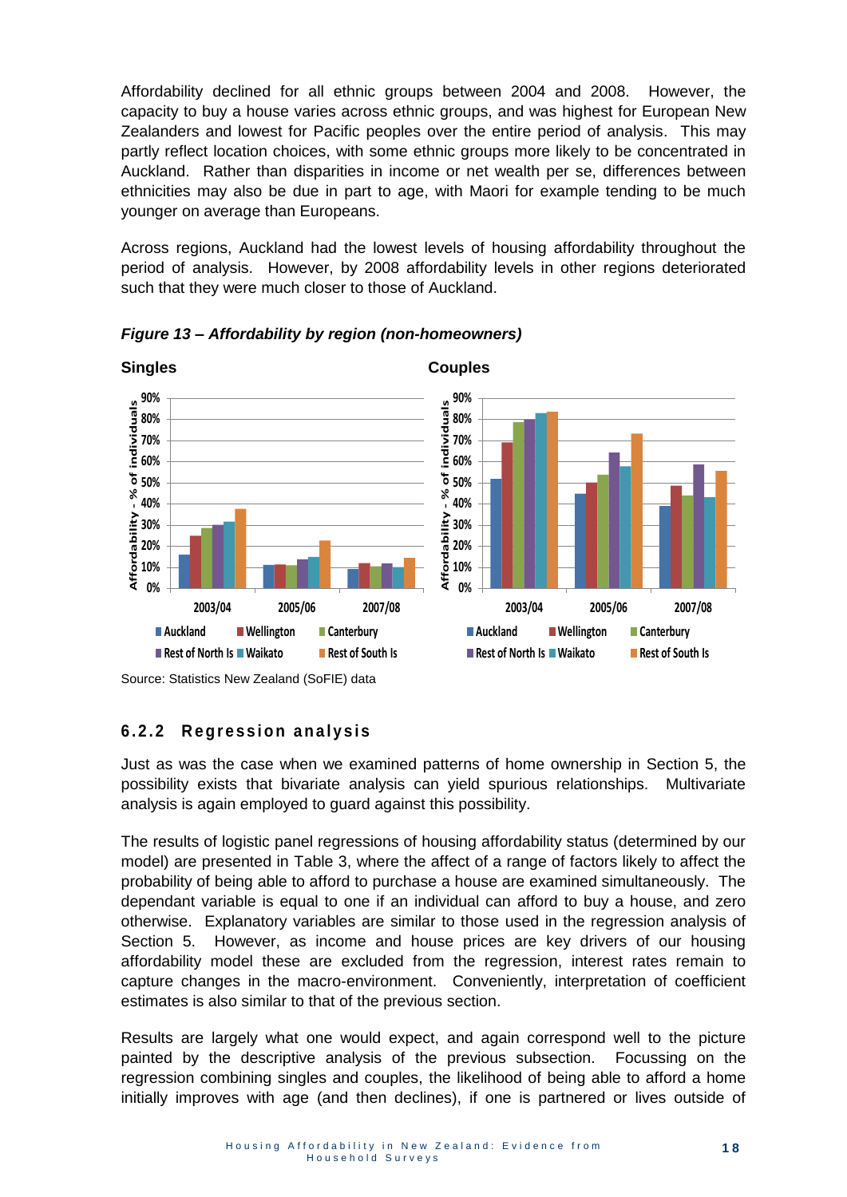Affordability declined for all ethnic groups between 2004 and 2008. However, the capacity to buy a house varies across ethnic groups, and was highest for European New Zealanders and lowest for Pacific peoples over the entire period of analysis. This may partly reflect location choices, with some ethnic groups more likely to be concentrated in Auckland. Rather than disparities in income or net wealth per se, differences between ethnicities may also be due in part to age, with Maori for example tending to be much younger on average than Europeans.

Across regions, Auckland had the lowest levels of housing affordability throughout the period of analysis. However, by 2008 affordability levels in other regions deteriorated such that they were much closer to those of Auckland.

***Figure 13 – Affordability by region (non-homeowners)***

**Singles** **Couples**

Source: Statistics New Zealand (SoFIE) data

### 6.2.2 Regression analysis

Just as was the case when we examined patterns of home ownership in Section 5, the possibility exists that bivariate analysis can yield spurious relationships. Multivariate analysis is again employed to guard against this possibility.

The results of logistic panel regressions of housing affordability status (determined by our model) are presented in Table 3, where the affect of a range of factors likely to affect the probability of being able to afford to purchase a house are examined simultaneously. The dependant variable is equal to one if an individual can afford to buy a house, and zero otherwise. Explanatory variables are similar to those used in the regression analysis of Section 5. However, as income and house prices are key drivers of our housing affordability model these are excluded from the regression, interest rates remain to capture changes in the macro-environment. Conveniently, interpretation of coefficient estimates is also similar to that of the previous section.

Results are largely what one would expect, and again correspond well to the picture painted by the descriptive analysis of the previous subsection. Focussing on the regression combining singles and couples, the likelihood of being able to afford a home initially improves with age (and then declines), if one is partnered or lives outside of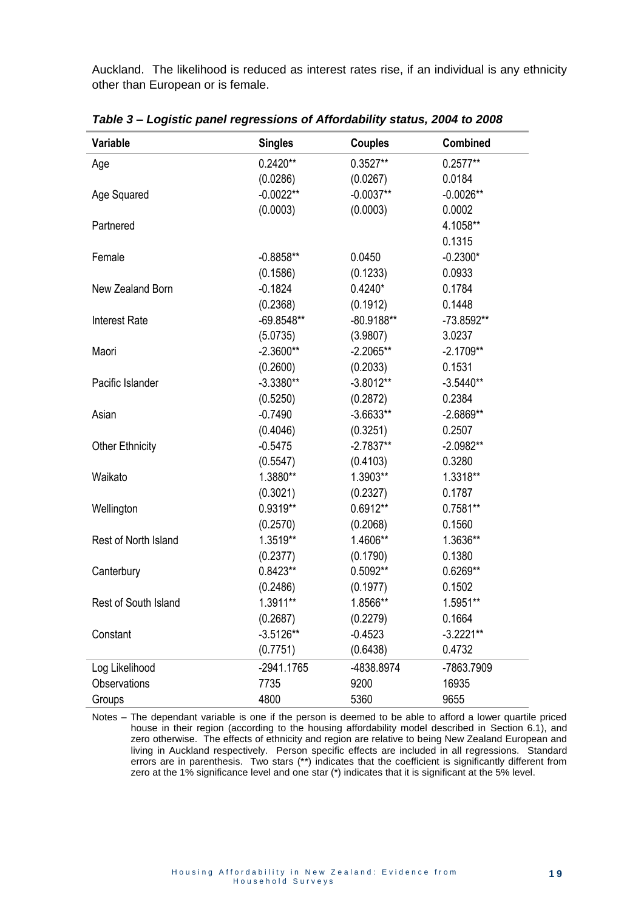Auckland. The likelihood is reduced as interest rates rise, if an individual is any ethnicity other than European or is female.

***Table 3 – Logistic panel regressions of Affordability status, 2004 to 2008***

| Variable | Singles | Couples | Combined |
|---|---|---|---|
| Age | 0.2420** | 0.3527** | 0.2577** |
| | (0.0286) | (0.0267) | 0.0184 |
| Age Squared | -0.0022** | -0.0037** | -0.0026** |
| | (0.0003) | (0.0003) | 0.0002 |
| Partnered | | | 4.1058** |
| | | | 0.1315 |
| Female | -0.8858** | 0.0450 | -0.2300* |
| | (0.1586) | (0.1233) | 0.0933 |
| New Zealand Born | -0.1824 | 0.4240* | 0.1784 |
| | (0.2368) | (0.1912) | 0.1448 |
| Interest Rate | -69.8548** | -80.9188** | -73.8592** |
| | (5.0735) | (3.9807) | 3.0237 |
| Maori | -2.3600** | -2.2065** | -2.1709** |
| | (0.2600) | (0.2033) | 0.1531 |
| Pacific Islander | -3.3380** | -3.8012** | -3.5440** |
| | (0.5250) | (0.2872) | 0.2384 |
| Asian | -0.7490 | -3.6633** | -2.6869** |
| | (0.4046) | (0.3251) | 0.2507 |
| Other Ethnicity | -0.5475 | -2.7837** | -2.0982** |
| | (0.5547) | (0.4103) | 0.3280 |
| Waikato | 1.3880** | 1.3903** | 1.3318** |
| | (0.3021) | (0.2327) | 0.1787 |
| Wellington | 0.9319** | 0.6912** | 0.7581** |
| | (0.2570) | (0.2068) | 0.1560 |
| Rest of North Island | 1.3519** | 1.4606** | 1.3636** |
| | (0.2377) | (0.1790) | 0.1380 |
| Canterbury | 0.8423** | 0.5092** | 0.6269** |
| | (0.2486) | (0.1977) | 0.1502 |
| Rest of South Island | 1.3911** | 1.8566** | 1.5951** |
| | (0.2687) | (0.2279) | 0.1664 |
| Constant | -3.5126** | -0.4523 | -3.2221** |
| | (0.7751) | (0.6438) | 0.4732 |
| Log Likelihood | -2941.1765 | -4838.8974 | -7863.7909 |
| Observations | 7735 | 9200 | 16935 |
| Groups | 4800 | 5360 | 9655 |

Notes – The dependant variable is one if the person is deemed to be able to afford a lower quartile priced house in their region (according to the housing affordability model described in Section 6.1), and zero otherwise. The effects of ethnicity and region are relative to being New Zealand European and living in Auckland respectively. Person specific effects are included in all regressions. Standard errors are in parenthesis. Two stars (**) indicates that the coefficient is significantly different from zero at the 1% significance level and one star (*) indicates that it is significant at the 5% level.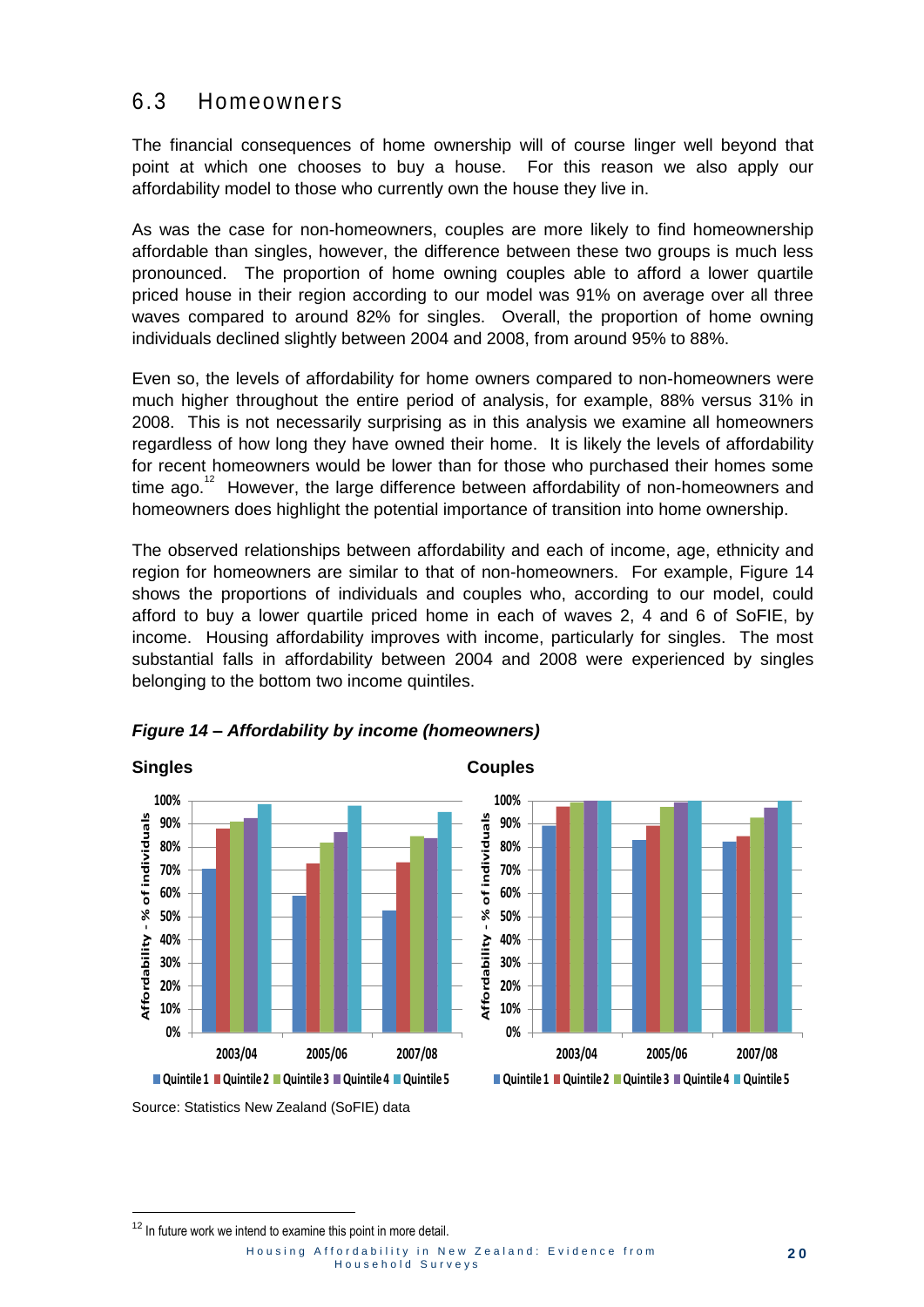## 6.3 Homeowners

The financial consequences of home ownership will of course linger well beyond that point at which one chooses to buy a house. For this reason we also apply our affordability model to those who currently own the house they live in.

As was the case for non-homeowners, couples are more likely to find homeownership affordable than singles, however, the difference between these two groups is much less pronounced. The proportion of home owning couples able to afford a lower quartile priced house in their region according to our model was 91% on average over all three waves compared to around 82% for singles. Overall, the proportion of home owning individuals declined slightly between 2004 and 2008, from around 95% to 88%.

Even so, the levels of affordability for home owners compared to non-homeowners were much higher throughout the entire period of analysis, for example, 88% versus 31% in 2008. This is not necessarily surprising as in this analysis we examine all homeowners regardless of how long they have owned their home. It is likely the levels of affordability for recent homeowners would be lower than for those who purchased their homes some time ago.[12] However, the large difference between affordability of non-homeowners and homeowners does highlight the potential importance of transition into home ownership.

The observed relationships between affordability and each of income, age, ethnicity and region for homeowners are similar to that of non-homeowners. For example, Figure 14 shows the proportions of individuals and couples who, according to our model, could afford to buy a lower quartile priced home in each of waves 2, 4 and 6 of SoFIE, by income. Housing affordability improves with income, particularly for singles. The most substantial falls in affordability between 2004 and 2008 were experienced by singles belonging to the bottom two income quintiles.

***Figure 14 – Affordability by income (homeowners)***

**Singles**

**Couples**

Source: Statistics New Zealand (SoFIE) data

[12] In future work we intend to examine this point in more detail.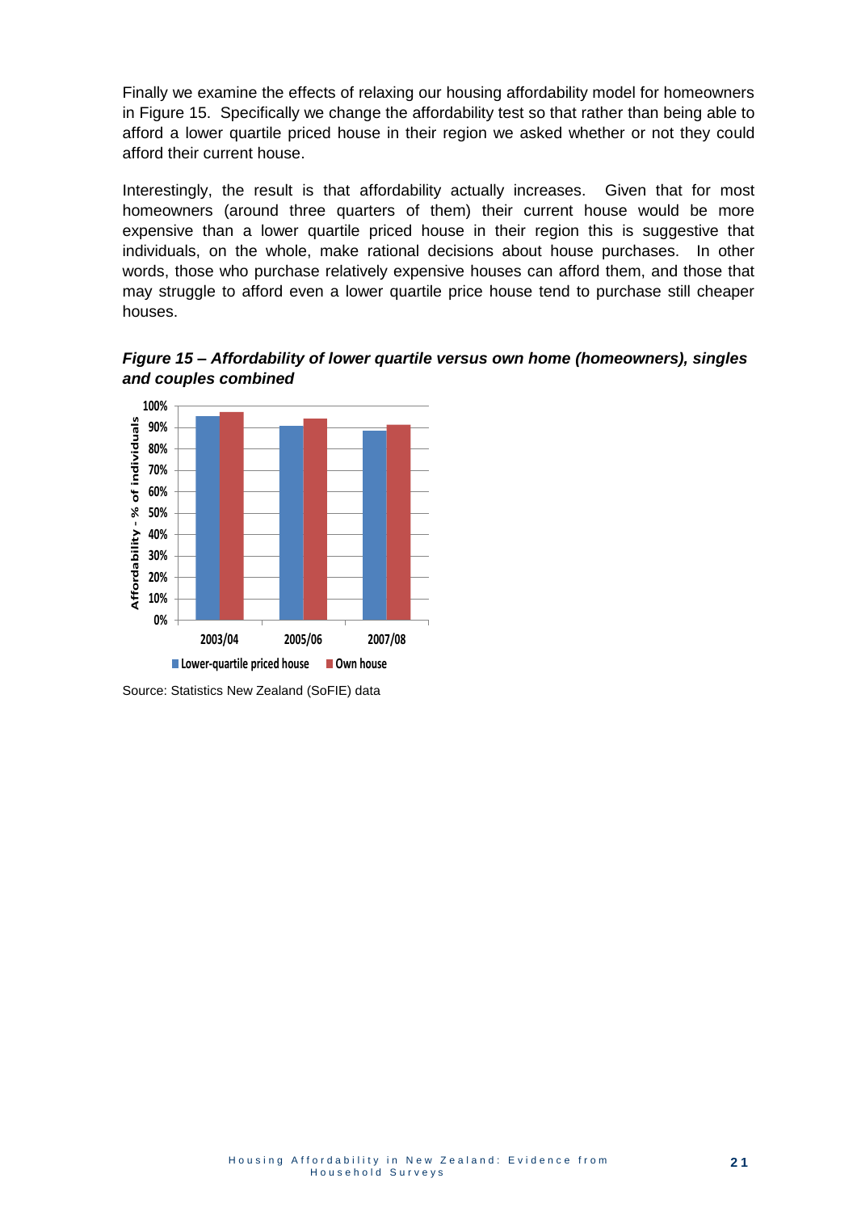Finally we examine the effects of relaxing our housing affordability model for homeowners in Figure 15. Specifically we change the affordability test so that rather than being able to afford a lower quartile priced house in their region we asked whether or not they could afford their current house.

Interestingly, the result is that affordability actually increases. Given that for most homeowners (around three quarters of them) their current house would be more expensive than a lower quartile priced house in their region this is suggestive that individuals, on the whole, make rational decisions about house purchases. In other words, those who purchase relatively expensive houses can afford them, and those that may struggle to afford even a lower quartile price house tend to purchase still cheaper houses.

***Figure 15 – Affordability of lower quartile versus own home (homeowners), singles and couples combined***

Source: Statistics New Zealand (SoFIE) data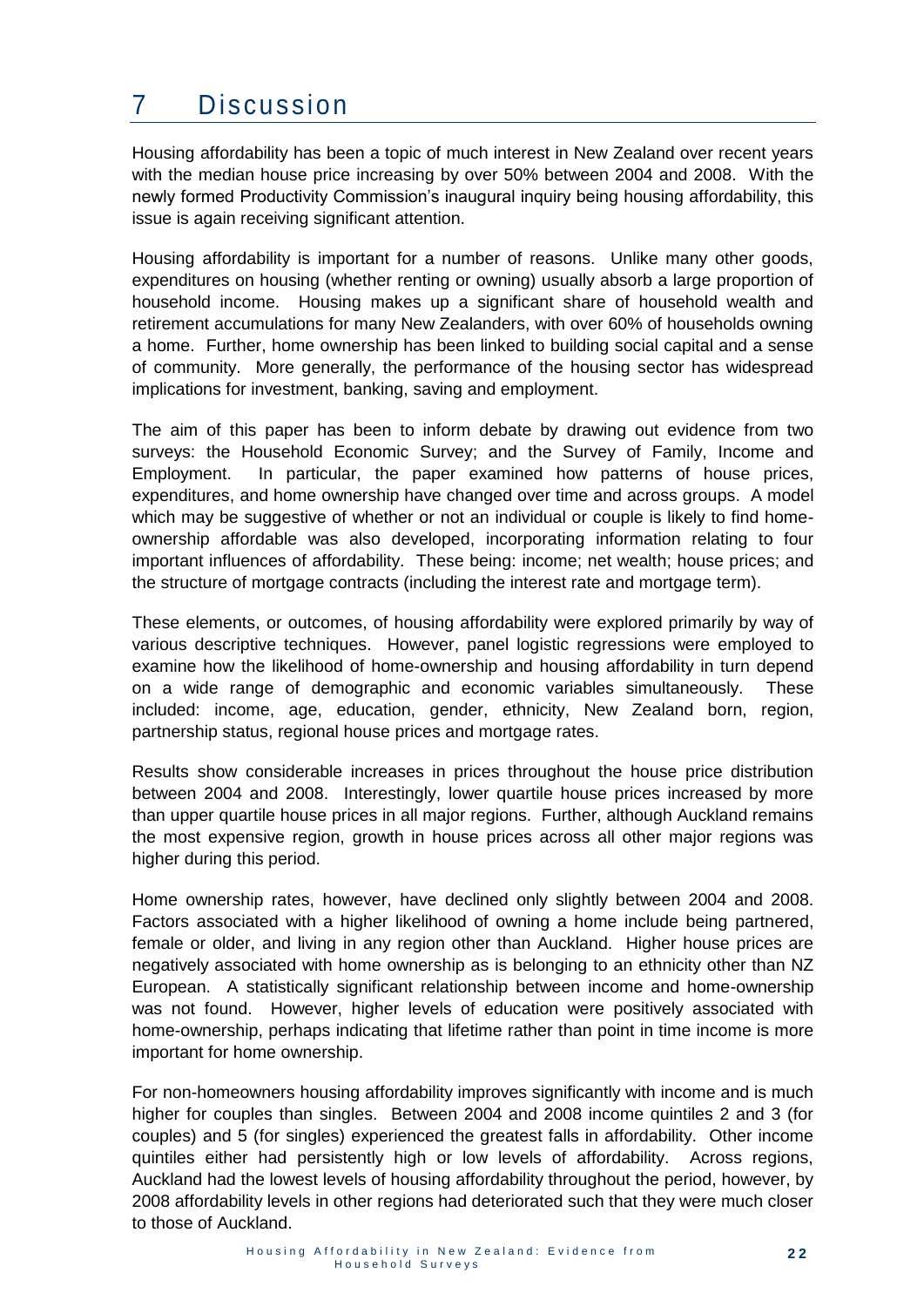# 7 Discussion

Housing affordability has been a topic of much interest in New Zealand over recent years with the median house price increasing by over 50% between 2004 and 2008. With the newly formed Productivity Commission's inaugural inquiry being housing affordability, this issue is again receiving significant attention.

Housing affordability is important for a number of reasons. Unlike many other goods, expenditures on housing (whether renting or owning) usually absorb a large proportion of household income. Housing makes up a significant share of household wealth and retirement accumulations for many New Zealanders, with over 60% of households owning a home. Further, home ownership has been linked to building social capital and a sense of community. More generally, the performance of the housing sector has widespread implications for investment, banking, saving and employment.

The aim of this paper has been to inform debate by drawing out evidence from two surveys: the Household Economic Survey; and the Survey of Family, Income and Employment. In particular, the paper examined how patterns of house prices, expenditures, and home ownership have changed over time and across groups. A model which may be suggestive of whether or not an individual or couple is likely to find home-ownership affordable was also developed, incorporating information relating to four important influences of affordability. These being: income; net wealth; house prices; and the structure of mortgage contracts (including the interest rate and mortgage term).

These elements, or outcomes, of housing affordability were explored primarily by way of various descriptive techniques. However, panel logistic regressions were employed to examine how the likelihood of home-ownership and housing affordability in turn depend on a wide range of demographic and economic variables simultaneously. These included: income, age, education, gender, ethnicity, New Zealand born, region, partnership status, regional house prices and mortgage rates.

Results show considerable increases in prices throughout the house price distribution between 2004 and 2008. Interestingly, lower quartile house prices increased by more than upper quartile house prices in all major regions. Further, although Auckland remains the most expensive region, growth in house prices across all other major regions was higher during this period.

Home ownership rates, however, have declined only slightly between 2004 and 2008. Factors associated with a higher likelihood of owning a home include being partnered, female or older, and living in any region other than Auckland. Higher house prices are negatively associated with home ownership as is belonging to an ethnicity other than NZ European. A statistically significant relationship between income and home-ownership was not found. However, higher levels of education were positively associated with home-ownership, perhaps indicating that lifetime rather than point in time income is more important for home ownership.

For non-homeowners housing affordability improves significantly with income and is much higher for couples than singles. Between 2004 and 2008 income quintiles 2 and 3 (for couples) and 5 (for singles) experienced the greatest falls in affordability. Other income quintiles either had persistently high or low levels of affordability. Across regions, Auckland had the lowest levels of housing affordability throughout the period, however, by 2008 affordability levels in other regions had deteriorated such that they were much closer to those of Auckland.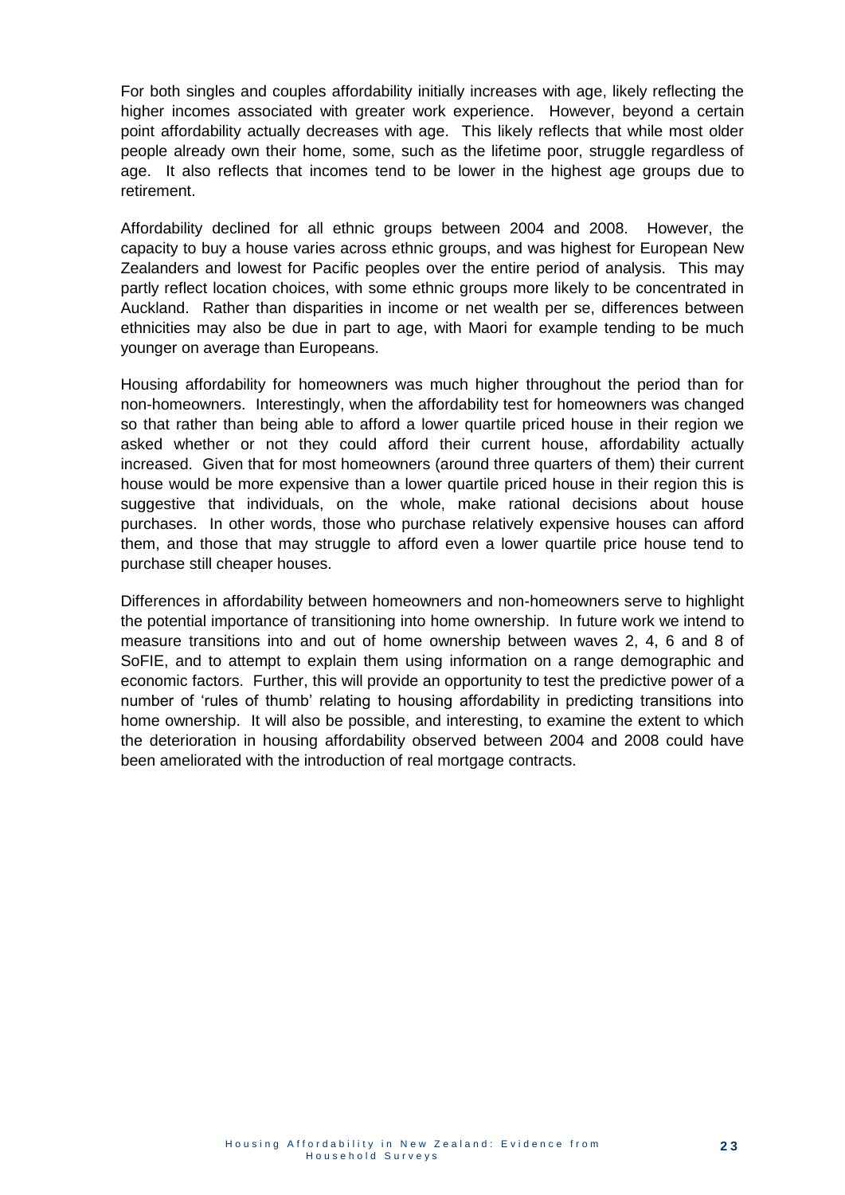For both singles and couples affordability initially increases with age, likely reflecting the higher incomes associated with greater work experience. However, beyond a certain point affordability actually decreases with age. This likely reflects that while most older people already own their home, some, such as the lifetime poor, struggle regardless of age. It also reflects that incomes tend to be lower in the highest age groups due to retirement.

Affordability declined for all ethnic groups between 2004 and 2008. However, the capacity to buy a house varies across ethnic groups, and was highest for European New Zealanders and lowest for Pacific peoples over the entire period of analysis. This may partly reflect location choices, with some ethnic groups more likely to be concentrated in Auckland. Rather than disparities in income or net wealth per se, differences between ethnicities may also be due in part to age, with Maori for example tending to be much younger on average than Europeans.

Housing affordability for homeowners was much higher throughout the period than for non-homeowners. Interestingly, when the affordability test for homeowners was changed so that rather than being able to afford a lower quartile priced house in their region we asked whether or not they could afford their current house, affordability actually increased. Given that for most homeowners (around three quarters of them) their current house would be more expensive than a lower quartile priced house in their region this is suggestive that individuals, on the whole, make rational decisions about house purchases. In other words, those who purchase relatively expensive houses can afford them, and those that may struggle to afford even a lower quartile price house tend to purchase still cheaper houses.

Differences in affordability between homeowners and non-homeowners serve to highlight the potential importance of transitioning into home ownership. In future work we intend to measure transitions into and out of home ownership between waves 2, 4, 6 and 8 of SoFIE, and to attempt to explain them using information on a range demographic and economic factors. Further, this will provide an opportunity to test the predictive power of a number of 'rules of thumb' relating to housing affordability in predicting transitions into home ownership. It will also be possible, and interesting, to examine the extent to which the deterioration in housing affordability observed between 2004 and 2008 could have been ameliorated with the introduction of real mortgage contracts.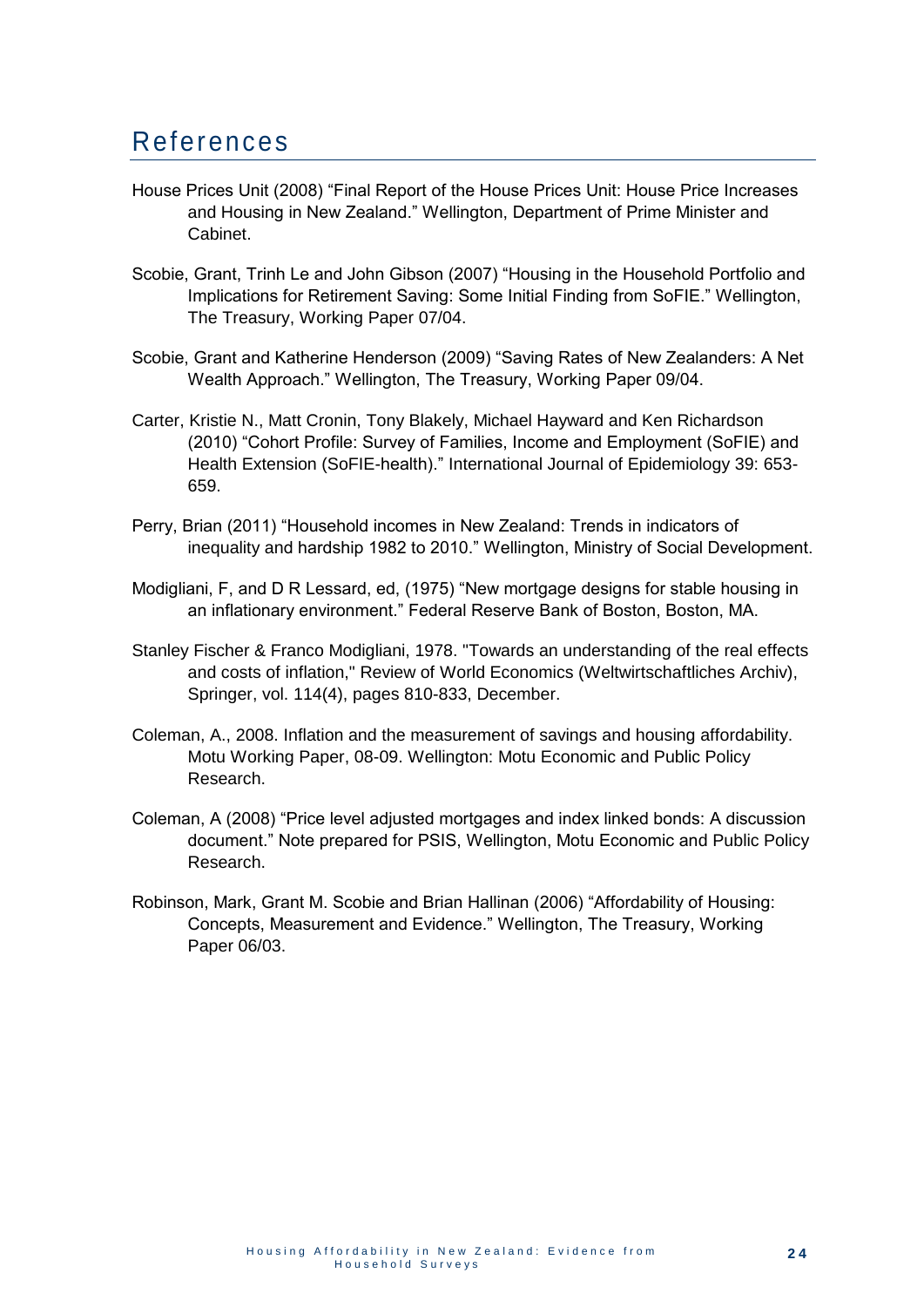# References

House Prices Unit (2008) “Final Report of the House Prices Unit: House Price Increases and Housing in New Zealand.” Wellington, Department of Prime Minister and Cabinet.

Scobie, Grant, Trinh Le and John Gibson (2007) “Housing in the Household Portfolio and Implications for Retirement Saving: Some Initial Finding from SoFIE.” Wellington, The Treasury, Working Paper 07/04.

Scobie, Grant and Katherine Henderson (2009) “Saving Rates of New Zealanders: A Net Wealth Approach.” Wellington, The Treasury, Working Paper 09/04.

Carter, Kristie N., Matt Cronin, Tony Blakely, Michael Hayward and Ken Richardson (2010) “Cohort Profile: Survey of Families, Income and Employment (SoFIE) and Health Extension (SoFIE-health).” International Journal of Epidemiology 39: 653-659.

Perry, Brian (2011) “Household incomes in New Zealand: Trends in indicators of inequality and hardship 1982 to 2010.” Wellington, Ministry of Social Development.

Modigliani, F, and D R Lessard, ed, (1975) “New mortgage designs for stable housing in an inflationary environment.” Federal Reserve Bank of Boston, Boston, MA.

Stanley Fischer & Franco Modigliani, 1978. "Towards an understanding of the real effects and costs of inflation," Review of World Economics (Weltwirtschaftliches Archiv), Springer, vol. 114(4), pages 810-833, December.

Coleman, A., 2008. Inflation and the measurement of savings and housing affordability. Motu Working Paper, 08-09. Wellington: Motu Economic and Public Policy Research.

Coleman, A (2008) “Price level adjusted mortgages and index linked bonds: A discussion document.” Note prepared for PSIS, Wellington, Motu Economic and Public Policy Research.

Robinson, Mark, Grant M. Scobie and Brian Hallinan (2006) “Affordability of Housing: Concepts, Measurement and Evidence.” Wellington, The Treasury, Working Paper 06/03.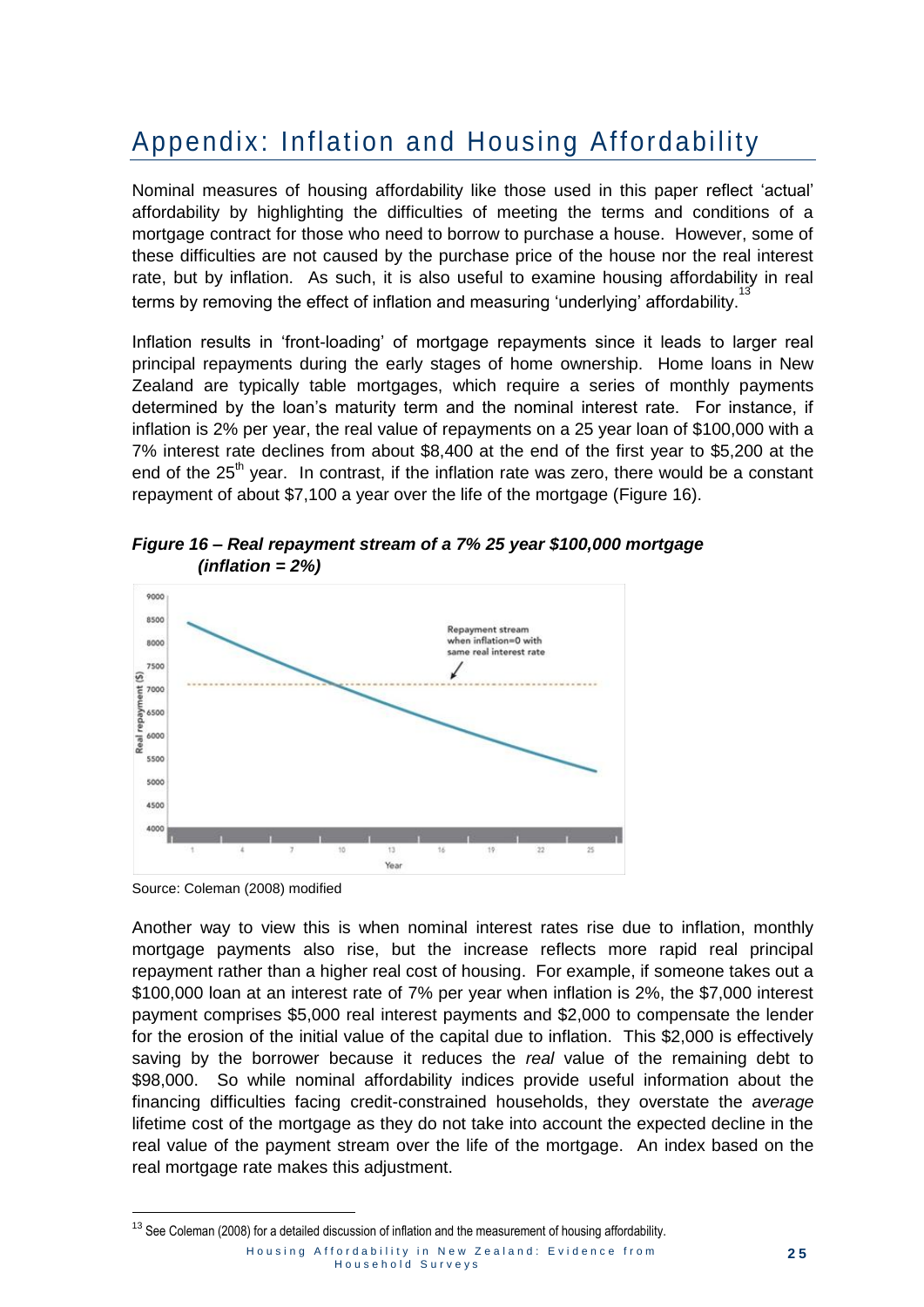# Appendix: Inflation and Housing Affordability

Nominal measures of housing affordability like those used in this paper reflect 'actual' affordability by highlighting the difficulties of meeting the terms and conditions of a mortgage contract for those who need to borrow to purchase a house. However, some of these difficulties are not caused by the purchase price of the house nor the real interest rate, but by inflation. As such, it is also useful to examine housing affordability in real terms by removing the effect of inflation and measuring 'underlying' affordability.[13]

Inflation results in 'front-loading' of mortgage repayments since it leads to larger real principal repayments during the early stages of home ownership. Home loans in New Zealand are typically table mortgages, which require a series of monthly payments determined by the loan's maturity term and the nominal interest rate. For instance, if inflation is 2% per year, the real value of repayments on a 25 year loan of $100,000 with a 7% interest rate declines from about $8,400 at the end of the first year to $5,200 at the end of the 25th year. In contrast, if the inflation rate was zero, there would be a constant repayment of about $7,100 a year over the life of the mortgage (Figure 16).

***Figure 16 – Real repayment stream of a 7% 25 year $100,000 mortgage (inflation = 2%)***

Source: Coleman (2008) modified

Another way to view this is when nominal interest rates rise due to inflation, monthly mortgage payments also rise, but the increase reflects more rapid real principal repayment rather than a higher real cost of housing. For example, if someone takes out a $100,000 loan at an interest rate of 7% per year when inflation is 2%, the $7,000 interest payment comprises $5,000 real interest payments and $2,000 to compensate the lender for the erosion of the initial value of the capital due to inflation. This $2,000 is effectively saving by the borrower because it reduces the *real* value of the remaining debt to $98,000. So while nominal affordability indices provide useful information about the financing difficulties facing credit-constrained households, they overstate the *average* lifetime cost of the mortgage as they do not take into account the expected decline in the real value of the payment stream over the life of the mortgage. An index based on the real mortgage rate makes this adjustment.

[13] See Coleman (2008) for a detailed discussion of inflation and the measurement of housing affordability.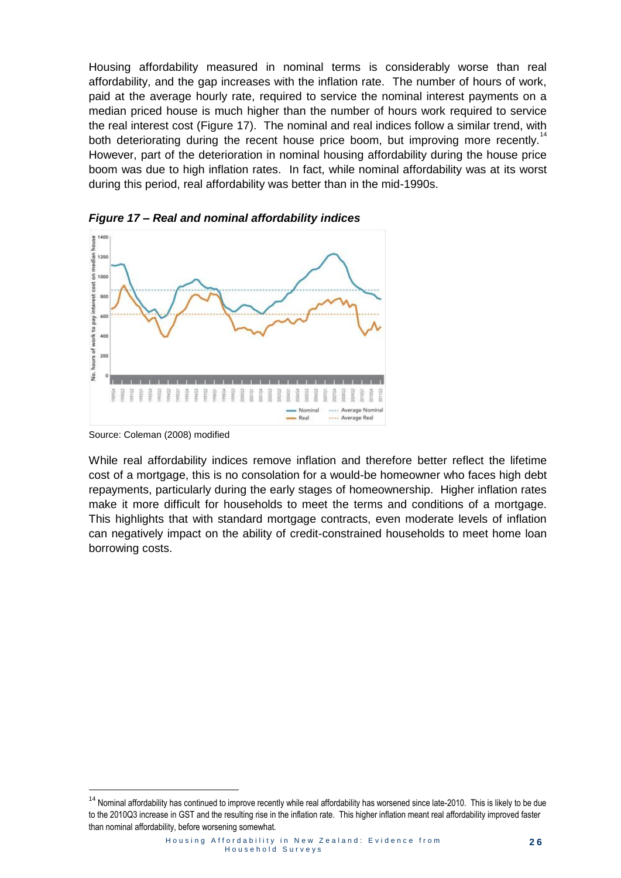Housing affordability measured in nominal terms is considerably worse than real affordability, and the gap increases with the inflation rate. The number of hours of work, paid at the average hourly rate, required to service the nominal interest payments on a median priced house is much higher than the number of hours work required to service the real interest cost (Figure 17). The nominal and real indices follow a similar trend, with both deteriorating during the recent house price boom, but improving more recently.[14] However, part of the deterioration in nominal housing affordability during the house price boom was due to high inflation rates. In fact, while nominal affordability was at its worst during this period, real affordability was better than in the mid-1990s.

***Figure 17 – Real and nominal affordability indices***

No. hours of work to pay interest cost on median house

1400
1200
1000
800
600
400
200
0

Nominal
Real
Average Nominal
Average Real

Source: Coleman (2008) modified

While real affordability indices remove inflation and therefore better reflect the lifetime cost of a mortgage, this is no consolation for a would-be homeowner who faces high debt repayments, particularly during the early stages of homeownership. Higher inflation rates make it more difficult for households to meet the terms and conditions of a mortgage. This highlights that with standard mortgage contracts, even moderate levels of inflation can negatively impact on the ability of credit-constrained households to meet home loan borrowing costs.

[14] Nominal affordability has continued to improve recently while real affordability has worsened since late-2010. This is likely to be due to the 2010Q3 increase in GST and the resulting rise in the inflation rate. This higher inflation meant real affordability improved faster than nominal affordability, before worsening somewhat.